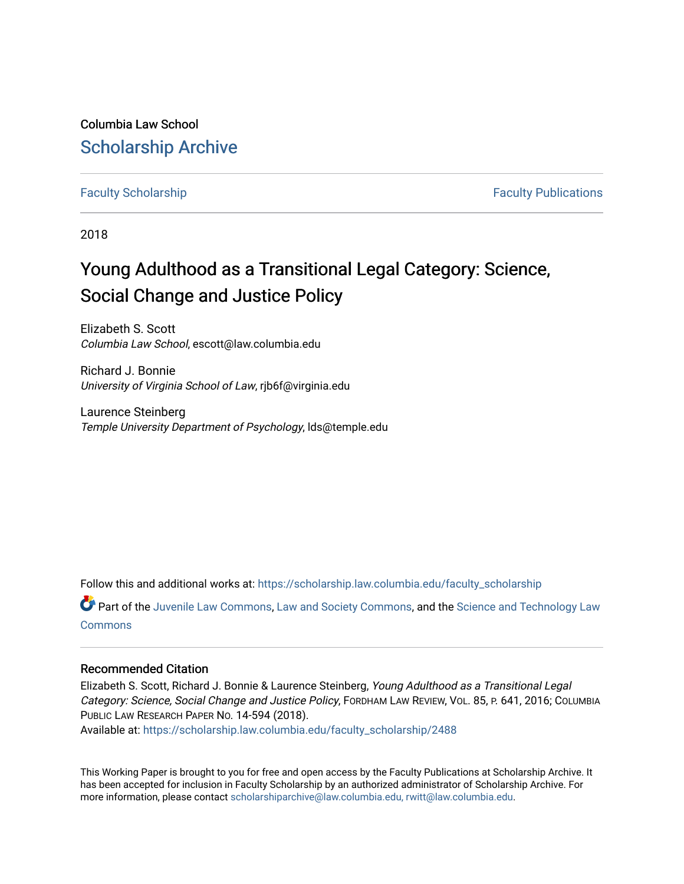Columbia Law School

# Scholarship Archive

Faculty Scholarship | Faculty Publications

2018

## Young Adulthood as a Transitional Legal Category: Science, Social Change and Justice Policy

Elizabeth S. Scott
*Columbia Law School*, escott@law.columbia.edu

Richard J. Bonnie
*University of Virginia School of Law*, rjb6f@virginia.edu

Laurence Steinberg
*Temple University Department of Psychology*, lds@temple.edu

Follow this and additional works at: https://scholarship.law.columbia.edu/faculty_scholarship

Part of the Juvenile Law Commons, Law and Society Commons, and the Science and Technology Law Commons

### Recommended Citation

Elizabeth S. Scott, Richard J. Bonnie & Laurence Steinberg, *Young Adulthood as a Transitional Legal Category: Science, Social Change and Justice Policy*, FORDHAM LAW REVIEW, VOL. 85, P. 641, 2016; COLUMBIA PUBLIC LAW RESEARCH PAPER NO. 14-594 (2018).
Available at: https://scholarship.law.columbia.edu/faculty_scholarship/2488

This Working Paper is brought to you for free and open access by the Faculty Publications at Scholarship Archive. It has been accepted for inclusion in Faculty Scholarship by an authorized administrator of Scholarship Archive. For more information, please contact scholarshiparchive@law.columbia.edu, rwitt@law.columbia.edu.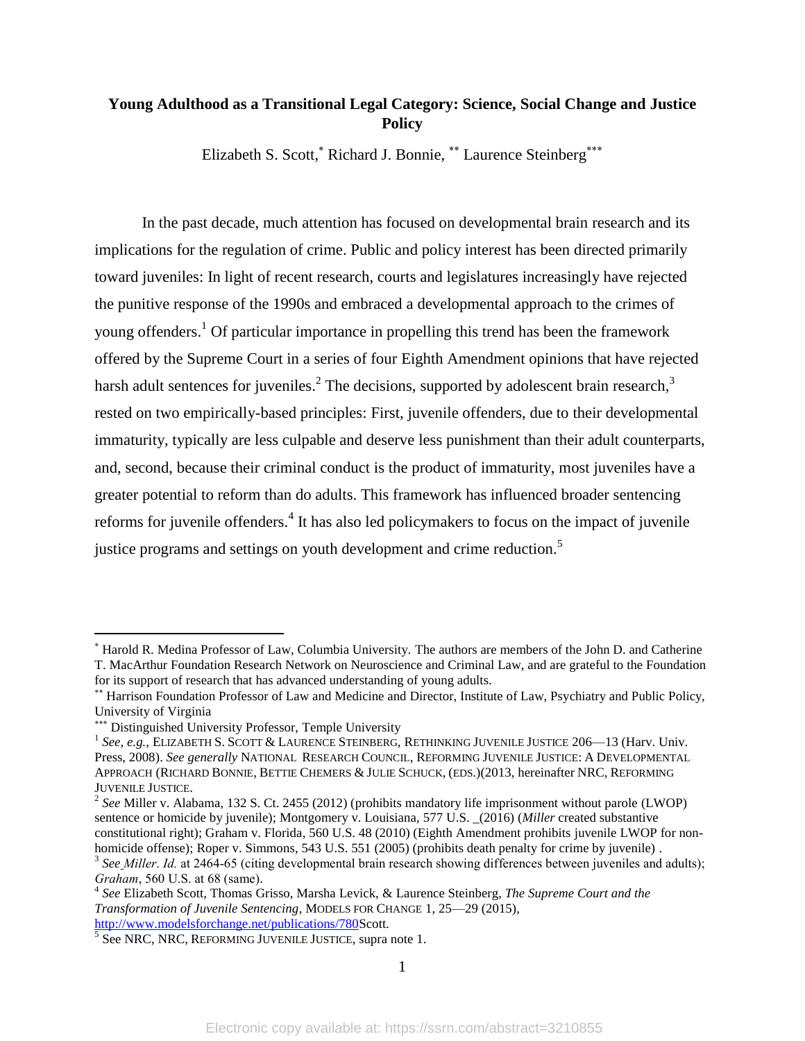**Young Adulthood as a Transitional Legal Category: Science, Social Change and Justice Policy**

Elizabeth S. Scott,[*] Richard J. Bonnie, [**] Laurence Steinberg[***]

In the past decade, much attention has focused on developmental brain research and its implications for the regulation of crime. Public and policy interest has been directed primarily toward juveniles: In light of recent research, courts and legislatures increasingly have rejected the punitive response of the 1990s and embraced a developmental approach to the crimes of young offenders.[1] Of particular importance in propelling this trend has been the framework offered by the Supreme Court in a series of four Eighth Amendment opinions that have rejected harsh adult sentences for juveniles.[2] The decisions, supported by adolescent brain research,[3] rested on two empirically-based principles: First, juvenile offenders, due to their developmental immaturity, typically are less culpable and deserve less punishment than their adult counterparts, and, second, because their criminal conduct is the product of immaturity, most juveniles have a greater potential to reform than do adults. This framework has influenced broader sentencing reforms for juvenile offenders.[4] It has also led policymakers to focus on the impact of juvenile justice programs and settings on youth development and crime reduction.[5]

---

[*] Harold R. Medina Professor of Law, Columbia University. The authors are members of the John D. and Catherine T. MacArthur Foundation Research Network on Neuroscience and Criminal Law, and are grateful to the Foundation for its support of research that has advanced understanding of young adults.

[**] Harrison Foundation Professor of Law and Medicine and Director, Institute of Law, Psychiatry and Public Policy, University of Virginia

[***] Distinguished University Professor, Temple University

[1] *See, e.g.*, ELIZABETH S. SCOTT & LAURENCE STEINBERG, RETHINKING JUVENILE JUSTICE 206—13 (Harv. Univ. Press, 2008). *See generally* NATIONAL RESEARCH COUNCIL, REFORMING JUVENILE JUSTICE: A DEVELOPMENTAL APPROACH (RICHARD BONNIE, BETTIE CHEMERS & JULIE SCHUCK, (EDS.)(2013, hereinafter NRC, REFORMING JUVENILE JUSTICE.

[2] *See* Miller v. Alabama, 132 S. Ct. 2455 (2012) (prohibits mandatory life imprisonment without parole (LWOP) sentence or homicide by juvenile); Montgomery v. Louisiana, 577 U.S. _(2016) (*Miller* created substantive constitutional right); Graham v. Florida, 560 U.S. 48 (2010) (Eighth Amendment prohibits juvenile LWOP for non-homicide offense); Roper v. Simmons, 543 U.S. 551 (2005) (prohibits death penalty for crime by juvenile) .

[3] *See Miller. Id.* at 2464-65 (citing developmental brain research showing differences between juveniles and adults); *Graham*, 560 U.S. at 68 (same).

[4] *See* Elizabeth Scott, Thomas Grisso, Marsha Levick, & Laurence Steinberg, *The Supreme Court and the Transformation of Juvenile Sentencing*, MODELS FOR CHANGE 1, 25—29 (2015), http://www.modelsforchange.net/publications/780Scott.

[5] See NRC, NRC, REFORMING JUVENILE JUSTICE, supra note 1.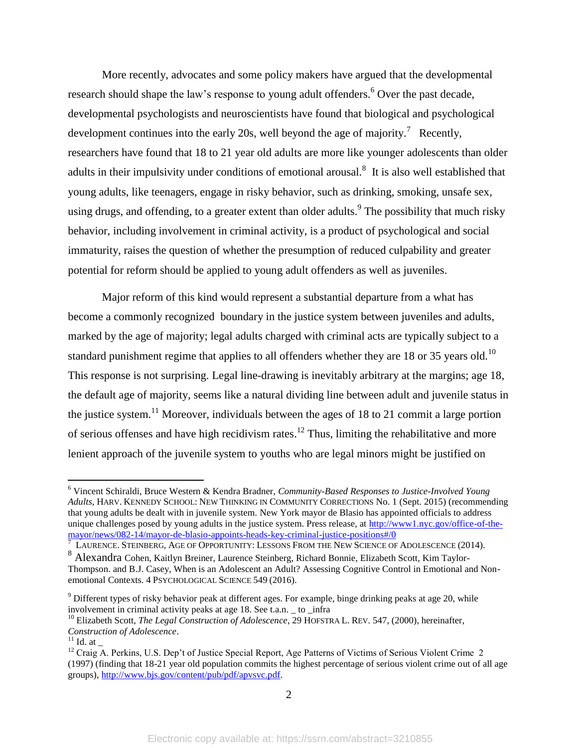More recently, advocates and some policy makers have argued that the developmental research should shape the law's response to young adult offenders.[6] Over the past decade, developmental psychologists and neuroscientists have found that biological and psychological development continues into the early 20s, well beyond the age of majority.[7] Recently, researchers have found that 18 to 21 year old adults are more like younger adolescents than older adults in their impulsivity under conditions of emotional arousal.[8] It is also well established that young adults, like teenagers, engage in risky behavior, such as drinking, smoking, unsafe sex, using drugs, and offending, to a greater extent than older adults.[9] The possibility that much risky behavior, including involvement in criminal activity, is a product of psychological and social immaturity, raises the question of whether the presumption of reduced culpability and greater potential for reform should be applied to young adult offenders as well as juveniles.

Major reform of this kind would represent a substantial departure from a what has become a commonly recognized boundary in the justice system between juveniles and adults, marked by the age of majority; legal adults charged with criminal acts are typically subject to a standard punishment regime that applies to all offenders whether they are 18 or 35 years old.[10] This response is not surprising. Legal line-drawing is inevitably arbitrary at the margins; age 18, the default age of majority, seems like a natural dividing line between adult and juvenile status in the justice system.[11] Moreover, individuals between the ages of 18 to 21 commit a large portion of serious offenses and have high recidivism rates.[12] Thus, limiting the rehabilitative and more lenient approach of the juvenile system to youths who are legal minors might be justified on

---

[6] Vincent Schiraldi, Bruce Western & Kendra Bradner, *Community-Based Responses to Justice-Involved Young Adults*, HARV. KENNEDY SCHOOL: NEW THINKING IN COMMUNITY CORRECTIONS No. 1 (Sept. 2015) (recommending that young adults be dealt with in juvenile system. New York mayor de Blasio has appointed officials to address unique challenges posed by young adults in the justice system. Press release, at http://www1.nyc.gov/office-of-the-mayor/news/082-14/mayor-de-blasio-appoints-heads-key-criminal-justice-positions#/0

[7] LAURENCE. STEINBERG, AGE OF OPPORTUNITY: LESSONS FROM THE NEW SCIENCE OF ADOLESCENCE (2014).

[8] Alexandra Cohen, Kaitlyn Breiner, Laurence Steinberg, Richard Bonnie, Elizabeth Scott, Kim Taylor-Thompson. and B.J. Casey, When is an Adolescent an Adult? Assessing Cognitive Control in Emotional and Non-emotional Contexts. 4 PSYCHOLOGICAL SCIENCE 549 (2016).

[9] Different types of risky behavior peak at different ages. For example, binge drinking peaks at age 20, while involvement in criminal activity peaks at age 18. See t.a.n. _ to _infra

[10] Elizabeth Scott, *The Legal Construction of Adolescence*, 29 HOFSTRA L. REV. 547, (2000), hereinafter, *Construction of Adolescence*.

[11] Id. at _

[12] Craig A. Perkins, U.S. Dep't of Justice Special Report, Age Patterns of Victims of Serious Violent Crime 2 (1997) (finding that 18-21 year old population commits the highest percentage of serious violent crime out of all age groups), http://www.bjs.gov/content/pub/pdf/apvsvc.pdf.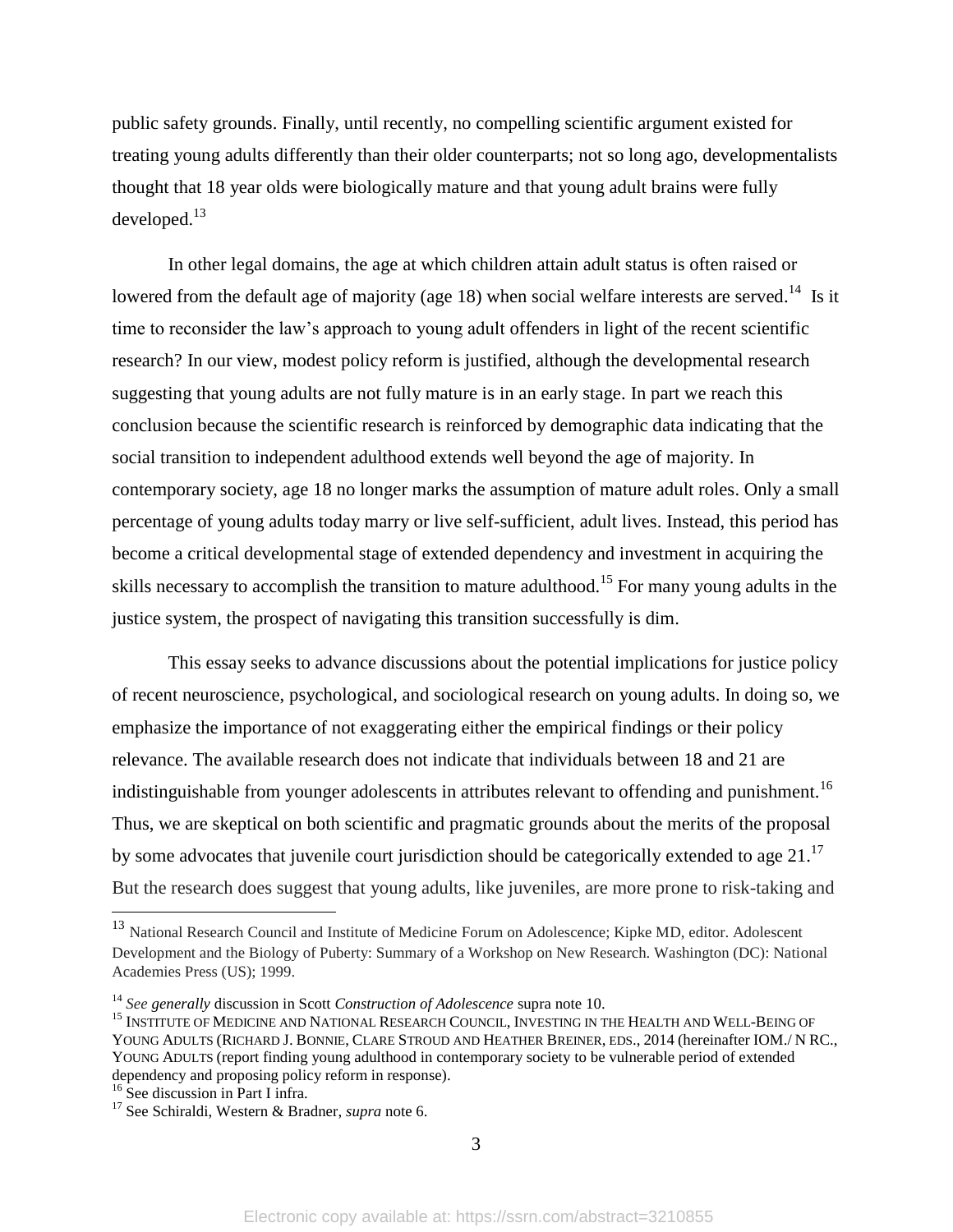public safety grounds. Finally, until recently, no compelling scientific argument existed for treating young adults differently than their older counterparts; not so long ago, developmentalists thought that 18 year olds were biologically mature and that young adult brains were fully developed.[13]

In other legal domains, the age at which children attain adult status is often raised or lowered from the default age of majority (age 18) when social welfare interests are served.[14] Is it time to reconsider the law's approach to young adult offenders in light of the recent scientific research? In our view, modest policy reform is justified, although the developmental research suggesting that young adults are not fully mature is in an early stage. In part we reach this conclusion because the scientific research is reinforced by demographic data indicating that the social transition to independent adulthood extends well beyond the age of majority. In contemporary society, age 18 no longer marks the assumption of mature adult roles. Only a small percentage of young adults today marry or live self-sufficient, adult lives. Instead, this period has become a critical developmental stage of extended dependency and investment in acquiring the skills necessary to accomplish the transition to mature adulthood.[15] For many young adults in the justice system, the prospect of navigating this transition successfully is dim.

This essay seeks to advance discussions about the potential implications for justice policy of recent neuroscience, psychological, and sociological research on young adults. In doing so, we emphasize the importance of not exaggerating either the empirical findings or their policy relevance. The available research does not indicate that individuals between 18 and 21 are indistinguishable from younger adolescents in attributes relevant to offending and punishment.[16] Thus, we are skeptical on both scientific and pragmatic grounds about the merits of the proposal by some advocates that juvenile court jurisdiction should be categorically extended to age 21.[17] But the research does suggest that young adults, like juveniles, are more prone to risk-taking and

---

[13] National Research Council and Institute of Medicine Forum on Adolescence; Kipke MD, editor. Adolescent Development and the Biology of Puberty: Summary of a Workshop on New Research. Washington (DC): National Academies Press (US); 1999.

[14] *See generally* discussion in Scott *Construction of Adolescence* supra note 10.

[15] INSTITUTE OF MEDICINE AND NATIONAL RESEARCH COUNCIL, INVESTING IN THE HEALTH AND WELL-BEING OF YOUNG ADULTS (RICHARD J. BONNIE, CLARE STROUD AND HEATHER BREINER, EDS., 2014 (hereinafter IOM./ N RC., YOUNG ADULTS (report finding young adulthood in contemporary society to be vulnerable period of extended dependency and proposing policy reform in response).

[16] See discussion in Part I infra.

[17] See Schiraldi, Western & Bradner, *supra* note 6.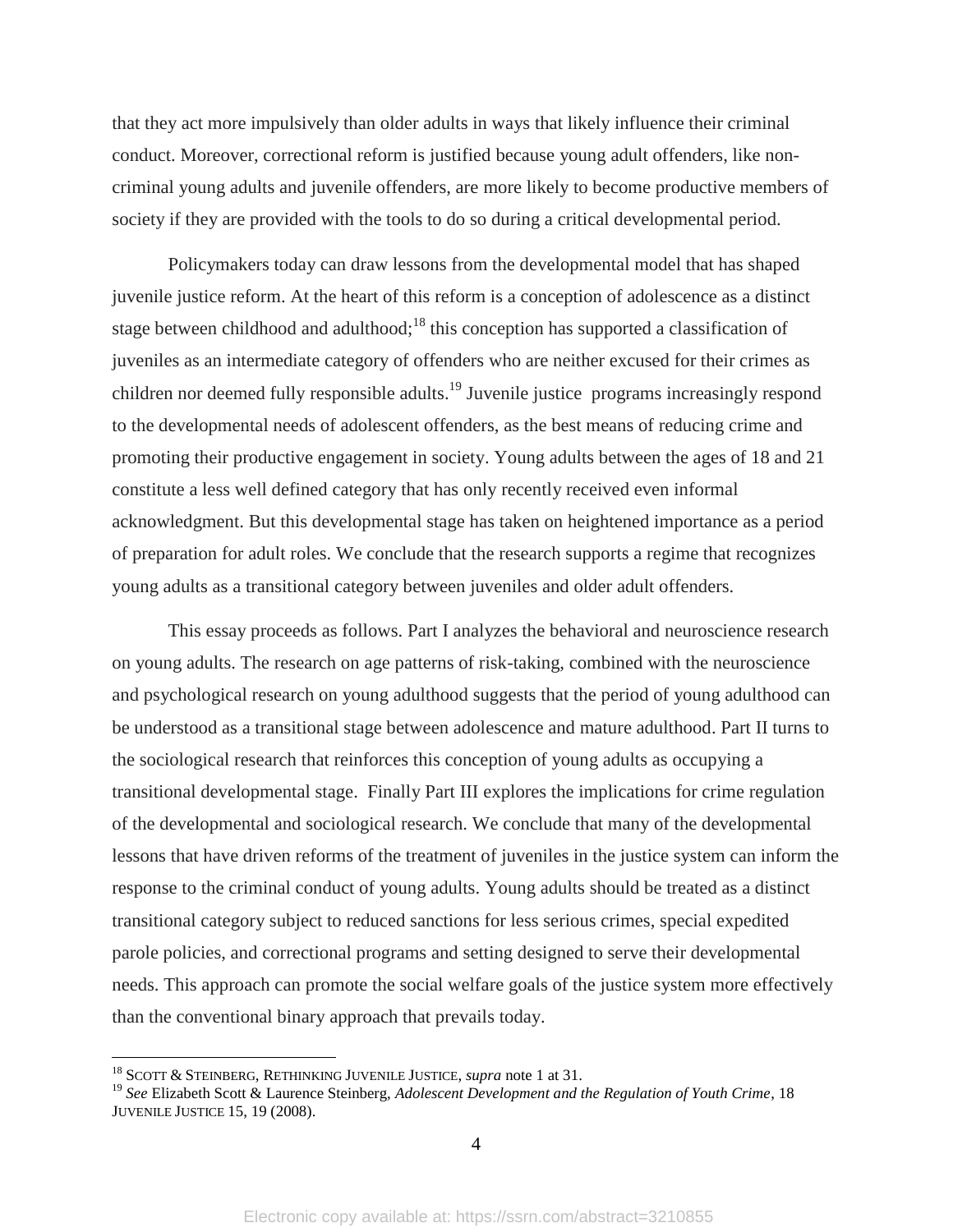that they act more impulsively than older adults in ways that likely influence their criminal conduct. Moreover, correctional reform is justified because young adult offenders, like non-criminal young adults and juvenile offenders, are more likely to become productive members of society if they are provided with the tools to do so during a critical developmental period.

Policymakers today can draw lessons from the developmental model that has shaped juvenile justice reform. At the heart of this reform is a conception of adolescence as a distinct stage between childhood and adulthood;[18] this conception has supported a classification of juveniles as an intermediate category of offenders who are neither excused for their crimes as children nor deemed fully responsible adults.[19] Juvenile justice programs increasingly respond to the developmental needs of adolescent offenders, as the best means of reducing crime and promoting their productive engagement in society. Young adults between the ages of 18 and 21 constitute a less well defined category that has only recently received even informal acknowledgment. But this developmental stage has taken on heightened importance as a period of preparation for adult roles. We conclude that the research supports a regime that recognizes young adults as a transitional category between juveniles and older adult offenders.

This essay proceeds as follows. Part I analyzes the behavioral and neuroscience research on young adults. The research on age patterns of risk-taking, combined with the neuroscience and psychological research on young adulthood suggests that the period of young adulthood can be understood as a transitional stage between adolescence and mature adulthood. Part II turns to the sociological research that reinforces this conception of young adults as occupying a transitional developmental stage. Finally Part III explores the implications for crime regulation of the developmental and sociological research. We conclude that many of the developmental lessons that have driven reforms of the treatment of juveniles in the justice system can inform the response to the criminal conduct of young adults. Young adults should be treated as a distinct transitional category subject to reduced sanctions for less serious crimes, special expedited parole policies, and correctional programs and setting designed to serve their developmental needs. This approach can promote the social welfare goals of the justice system more effectively than the conventional binary approach that prevails today.

---

[18] SCOTT & STEINBERG, RETHINKING JUVENILE JUSTICE, *supra* note 1 at 31.

[19] *See* Elizabeth Scott & Laurence Steinberg, *Adolescent Development and the Regulation of Youth Crime*, 18 JUVENILE JUSTICE 15, 19 (2008).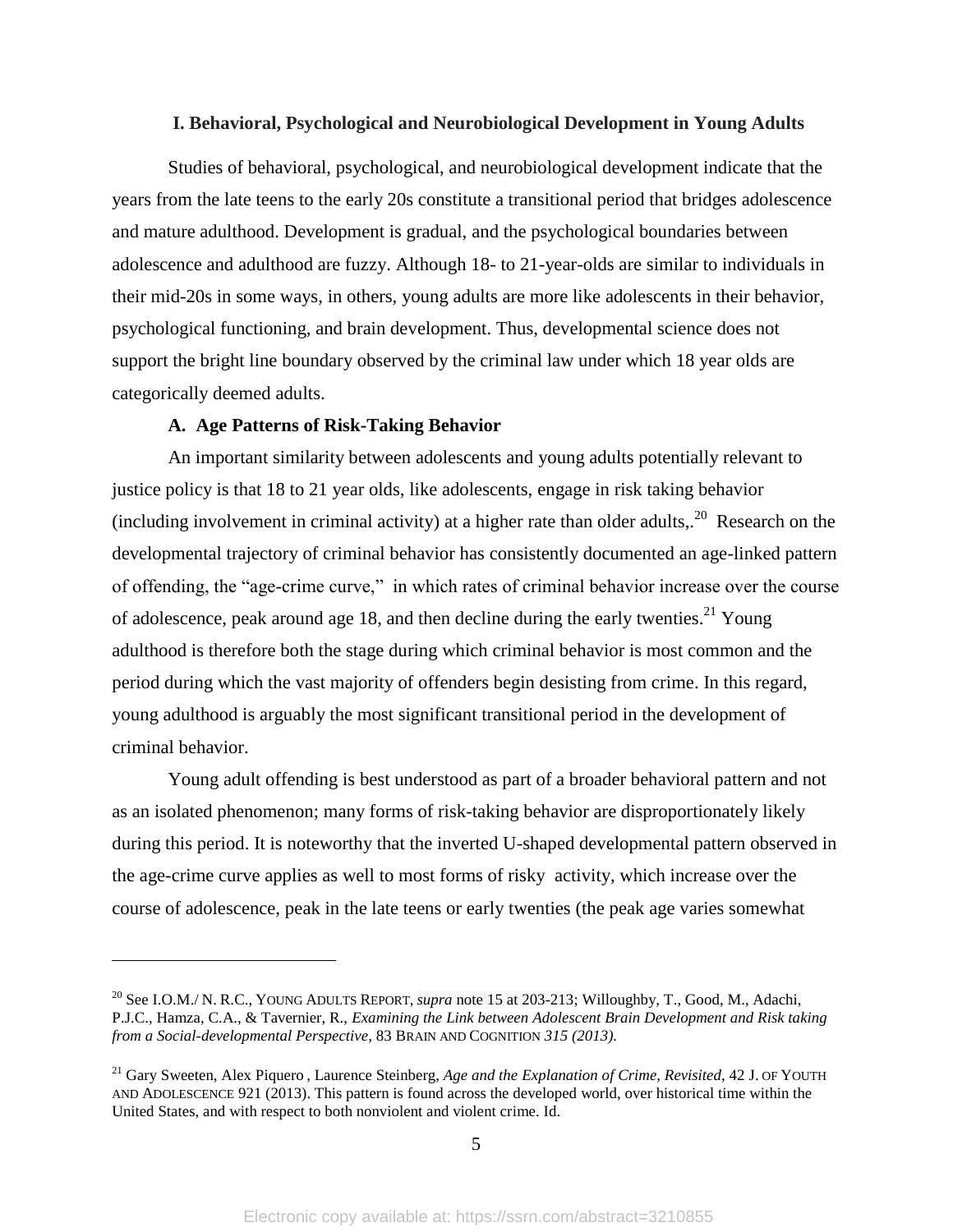### I. Behavioral, Psychological and Neurobiological Development in Young Adults

Studies of behavioral, psychological, and neurobiological development indicate that the years from the late teens to the early 20s constitute a transitional period that bridges adolescence and mature adulthood. Development is gradual, and the psychological boundaries between adolescence and adulthood are fuzzy. Although 18- to 21-year-olds are similar to individuals in their mid-20s in some ways, in others, young adults are more like adolescents in their behavior, psychological functioning, and brain development. Thus, developmental science does not support the bright line boundary observed by the criminal law under which 18 year olds are categorically deemed adults.

#### A. Age Patterns of Risk-Taking Behavior

An important similarity between adolescents and young adults potentially relevant to justice policy is that 18 to 21 year olds, like adolescents, engage in risk taking behavior (including involvement in criminal activity) at a higher rate than older adults,.[20] Research on the developmental trajectory of criminal behavior has consistently documented an age-linked pattern of offending, the "age-crime curve," in which rates of criminal behavior increase over the course of adolescence, peak around age 18, and then decline during the early twenties.[21] Young adulthood is therefore both the stage during which criminal behavior is most common and the period during which the vast majority of offenders begin desisting from crime. In this regard, young adulthood is arguably the most significant transitional period in the development of criminal behavior.

Young adult offending is best understood as part of a broader behavioral pattern and not as an isolated phenomenon; many forms of risk-taking behavior are disproportionately likely during this period. It is noteworthy that the inverted U-shaped developmental pattern observed in the age-crime curve applies as well to most forms of risky activity, which increase over the course of adolescence, peak in the late teens or early twenties (the peak age varies somewhat

---

[20] See I.O.M./ N. R.C., YOUNG ADULTS REPORT, *supra* note 15 at 203-213; Willoughby, T., Good, M., Adachi, P.J.C., Hamza, C.A., & Tavernier, R., *Examining the Link between Adolescent Brain Development and Risk taking from a Social-developmental Perspective*, 83 BRAIN AND COGNITION *315 (2013).*

[21] Gary Sweeten, Alex Piquero , Laurence Steinberg, *Age and the Explanation of Crime, Revisited*, 42 J. OF YOUTH AND ADOLESCENCE 921 (2013). This pattern is found across the developed world, over historical time within the United States, and with respect to both nonviolent and violent crime. Id.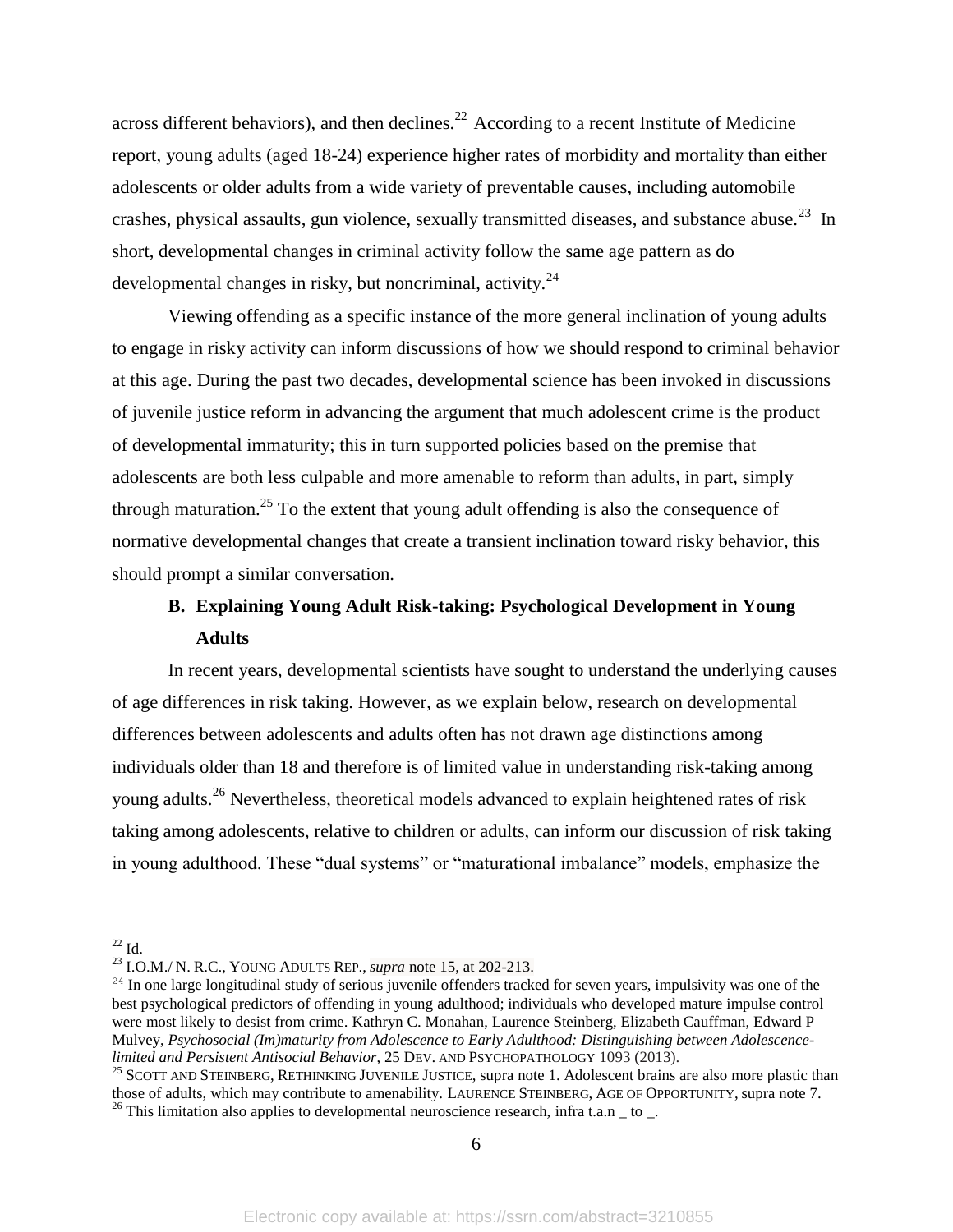across different behaviors), and then declines.[22] According to a recent Institute of Medicine report, young adults (aged 18-24) experience higher rates of morbidity and mortality than either adolescents or older adults from a wide variety of preventable causes, including automobile crashes, physical assaults, gun violence, sexually transmitted diseases, and substance abuse.[23] In short, developmental changes in criminal activity follow the same age pattern as do developmental changes in risky, but noncriminal, activity.[24]

Viewing offending as a specific instance of the more general inclination of young adults to engage in risky activity can inform discussions of how we should respond to criminal behavior at this age. During the past two decades, developmental science has been invoked in discussions of juvenile justice reform in advancing the argument that much adolescent crime is the product of developmental immaturity; this in turn supported policies based on the premise that adolescents are both less culpable and more amenable to reform than adults, in part, simply through maturation.[25] To the extent that young adult offending is also the consequence of normative developmental changes that create a transient inclination toward risky behavior, this should prompt a similar conversation.

### B. Explaining Young Adult Risk-taking: Psychological Development in Young Adults

In recent years, developmental scientists have sought to understand the underlying causes of age differences in risk taking. However, as we explain below, research on developmental differences between adolescents and adults often has not drawn age distinctions among individuals older than 18 and therefore is of limited value in understanding risk-taking among young adults.[26] Nevertheless, theoretical models advanced to explain heightened rates of risk taking among adolescents, relative to children or adults, can inform our discussion of risk taking in young adulthood. These "dual systems" or "maturational imbalance" models, emphasize the

---

[22] Id.

[23] I.O.M./ N. R.C., YOUNG ADULTS REP., *supra* note 15, at 202-213.

[24] In one large longitudinal study of serious juvenile offenders tracked for seven years, impulsivity was one of the best psychological predictors of offending in young adulthood; individuals who developed mature impulse control were most likely to desist from crime. Kathryn C. Monahan, Laurence Steinberg, Elizabeth Cauffman, Edward P Mulvey, *Psychosocial (Im)maturity from Adolescence to Early Adulthood: Distinguishing between Adolescence-limited and Persistent Antisocial Behavior*, 25 DEV. AND PSYCHOPATHOLOGY 1093 (2013).

[25] SCOTT AND STEINBERG, RETHINKING JUVENILE JUSTICE, supra note 1. Adolescent brains are also more plastic than those of adults, which may contribute to amenability. LAURENCE STEINBERG, AGE OF OPPORTUNITY, supra note 7.

[26] This limitation also applies to developmental neuroscience research, infra t.a.n _ to _.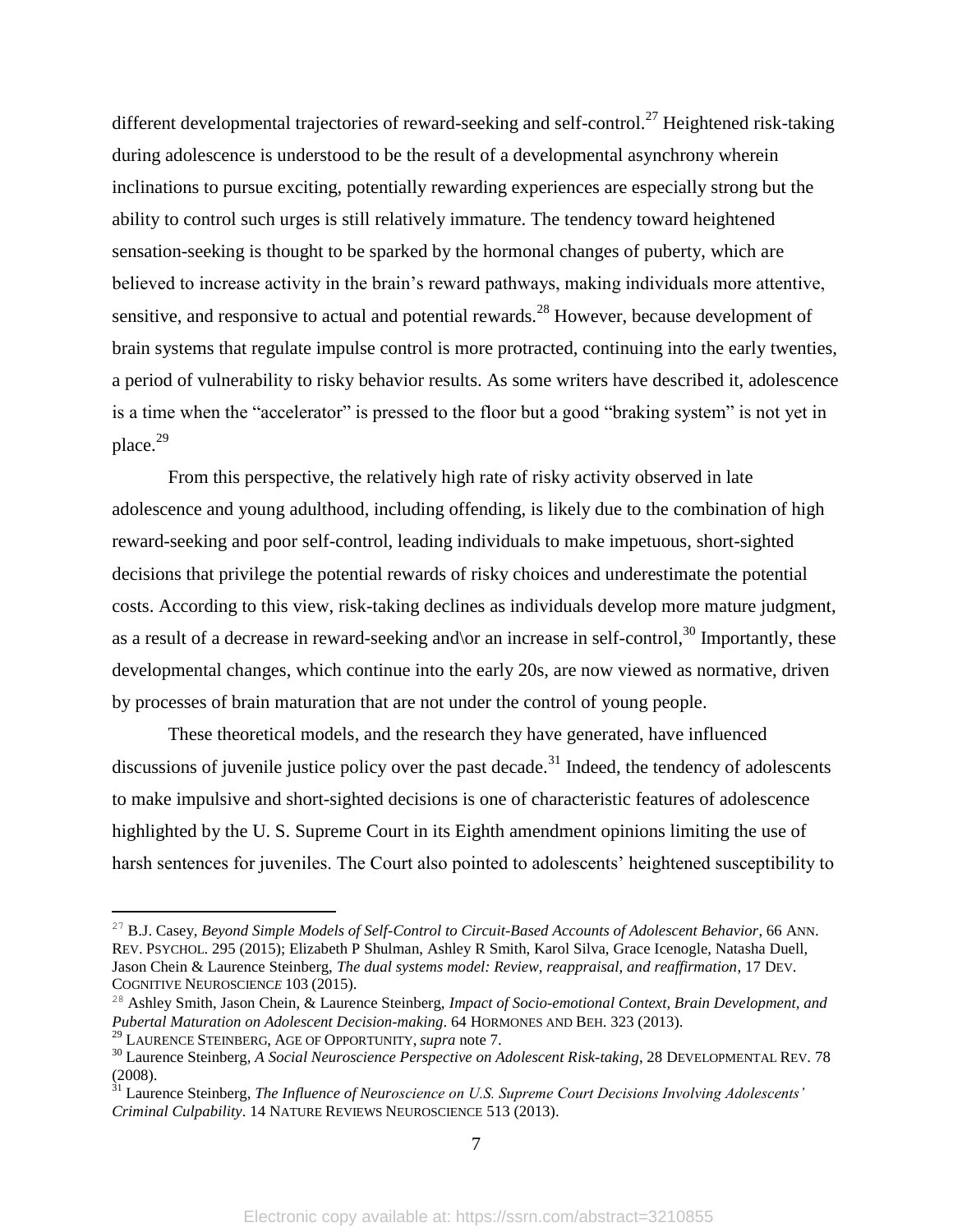different developmental trajectories of reward-seeking and self-control.[27] Heightened risk-taking during adolescence is understood to be the result of a developmental asynchrony wherein inclinations to pursue exciting, potentially rewarding experiences are especially strong but the ability to control such urges is still relatively immature. The tendency toward heightened sensation-seeking is thought to be sparked by the hormonal changes of puberty, which are believed to increase activity in the brain's reward pathways, making individuals more attentive, sensitive, and responsive to actual and potential rewards.[28] However, because development of brain systems that regulate impulse control is more protracted, continuing into the early twenties, a period of vulnerability to risky behavior results. As some writers have described it, adolescence is a time when the "accelerator" is pressed to the floor but a good "braking system" is not yet in place.[29]

From this perspective, the relatively high rate of risky activity observed in late adolescence and young adulthood, including offending, is likely due to the combination of high reward-seeking and poor self-control, leading individuals to make impetuous, short-sighted decisions that privilege the potential rewards of risky choices and underestimate the potential costs. According to this view, risk-taking declines as individuals develop more mature judgment, as a result of a decrease in reward-seeking and\or an increase in self-control,[30] Importantly, these developmental changes, which continue into the early 20s, are now viewed as normative, driven by processes of brain maturation that are not under the control of young people.

These theoretical models, and the research they have generated, have influenced discussions of juvenile justice policy over the past decade.[31] Indeed, the tendency of adolescents to make impulsive and short-sighted decisions is one of characteristic features of adolescence highlighted by the U. S. Supreme Court in its Eighth amendment opinions limiting the use of harsh sentences for juveniles. The Court also pointed to adolescents' heightened susceptibility to

---

[27] B.J. Casey, *Beyond Simple Models of Self-Control to Circuit-Based Accounts of Adolescent Behavior*, 66 ANN. REV. PSYCHOL. 295 (2015); Elizabeth P Shulman, Ashley R Smith, Karol Silva, Grace Icenogle, Natasha Duell, Jason Chein & Laurence Steinberg, *The dual systems model: Review, reappraisal, and reaffirmation*, 17 DEV. COGNITIVE NEUROSCIENCE 103 (2015).

[28] Ashley Smith, Jason Chein, & Laurence Steinberg, *Impact of Socio-emotional Context, Brain Development, and Pubertal Maturation on Adolescent Decision-making*. 64 HORMONES AND BEH. 323 (2013).

[29] LAURENCE STEINBERG, AGE OF OPPORTUNITY, *supra* note 7.

[30] Laurence Steinberg, *A Social Neuroscience Perspective on Adolescent Risk-taking*, 28 DEVELOPMENTAL REV. 78 (2008).

[31] Laurence Steinberg, *The Influence of Neuroscience on U.S. Supreme Court Decisions Involving Adolescents' Criminal Culpability*. 14 NATURE REVIEWS NEUROSCIENCE 513 (2013).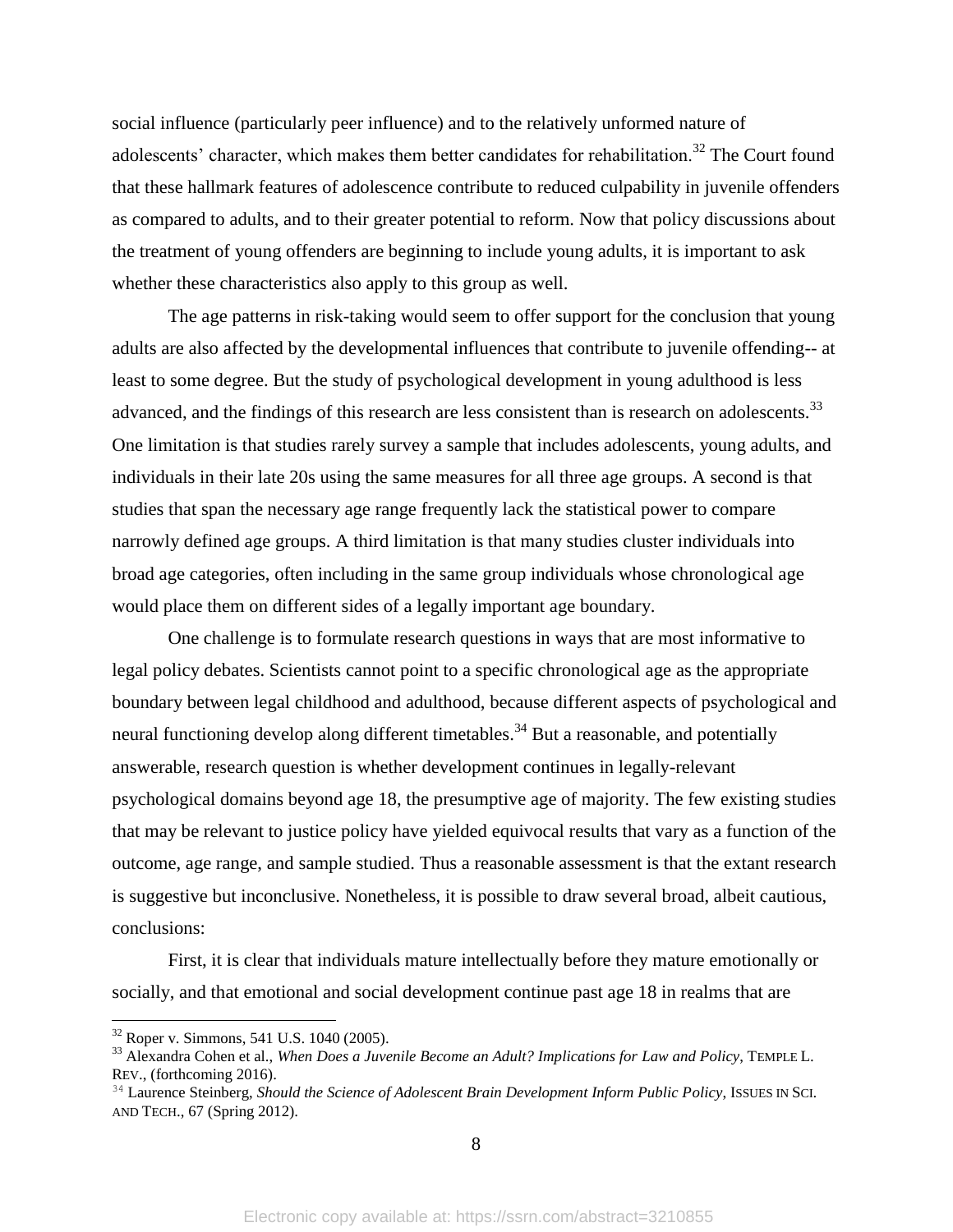social influence (particularly peer influence) and to the relatively unformed nature of adolescents' character, which makes them better candidates for rehabilitation.[32] The Court found that these hallmark features of adolescence contribute to reduced culpability in juvenile offenders as compared to adults, and to their greater potential to reform. Now that policy discussions about the treatment of young offenders are beginning to include young adults, it is important to ask whether these characteristics also apply to this group as well.

The age patterns in risk-taking would seem to offer support for the conclusion that young adults are also affected by the developmental influences that contribute to juvenile offending-- at least to some degree. But the study of psychological development in young adulthood is less advanced, and the findings of this research are less consistent than is research on adolescents.[33] One limitation is that studies rarely survey a sample that includes adolescents, young adults, and individuals in their late 20s using the same measures for all three age groups. A second is that studies that span the necessary age range frequently lack the statistical power to compare narrowly defined age groups. A third limitation is that many studies cluster individuals into broad age categories, often including in the same group individuals whose chronological age would place them on different sides of a legally important age boundary.

One challenge is to formulate research questions in ways that are most informative to legal policy debates. Scientists cannot point to a specific chronological age as the appropriate boundary between legal childhood and adulthood, because different aspects of psychological and neural functioning develop along different timetables.[34] But a reasonable, and potentially answerable, research question is whether development continues in legally-relevant psychological domains beyond age 18, the presumptive age of majority. The few existing studies that may be relevant to justice policy have yielded equivocal results that vary as a function of the outcome, age range, and sample studied. Thus a reasonable assessment is that the extant research is suggestive but inconclusive. Nonetheless, it is possible to draw several broad, albeit cautious, conclusions:

First, it is clear that individuals mature intellectually before they mature emotionally or socially, and that emotional and social development continue past age 18 in realms that are

---

[32] Roper v. Simmons, 541 U.S. 1040 (2005).

[33] Alexandra Cohen et al., *When Does a Juvenile Become an Adult? Implications for Law and Policy*, TEMPLE L. REV., (forthcoming 2016).

[34] Laurence Steinberg, *Should the Science of Adolescent Brain Development Inform Public Policy*, ISSUES IN SCI. AND TECH., 67 (Spring 2012).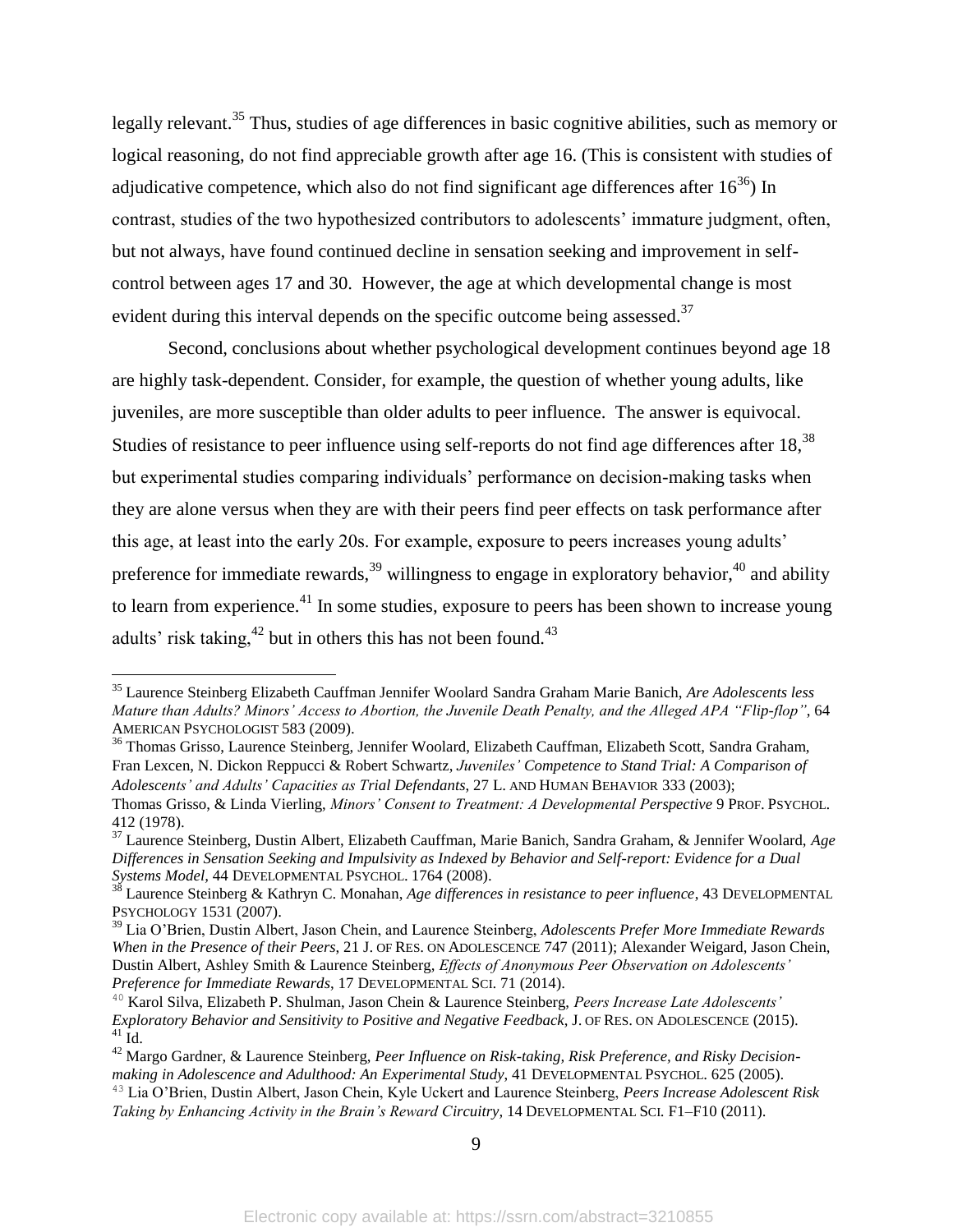legally relevant.[35] Thus, studies of age differences in basic cognitive abilities, such as memory or logical reasoning, do not find appreciable growth after age 16. (This is consistent with studies of adjudicative competence, which also do not find significant age differences after 16[36]) In contrast, studies of the two hypothesized contributors to adolescents' immature judgment, often, but not always, have found continued decline in sensation seeking and improvement in self-control between ages 17 and 30. However, the age at which developmental change is most evident during this interval depends on the specific outcome being assessed.[37]

Second, conclusions about whether psychological development continues beyond age 18 are highly task-dependent. Consider, for example, the question of whether young adults, like juveniles, are more susceptible than older adults to peer influence. The answer is equivocal. Studies of resistance to peer influence using self-reports do not find age differences after 18,[38] but experimental studies comparing individuals' performance on decision-making tasks when they are alone versus when they are with their peers find peer effects on task performance after this age, at least into the early 20s. For example, exposure to peers increases young adults' preference for immediate rewards,[39] willingness to engage in exploratory behavior,[40] and ability to learn from experience.[41] In some studies, exposure to peers has been shown to increase young adults' risk taking,[42] but in others this has not been found.[43]

---

[35] Laurence Steinberg Elizabeth Cauffman Jennifer Woolard Sandra Graham Marie Banich, *Are Adolescents less Mature than Adults? Minors' Access to Abortion, the Juvenile Death Penalty, and the Alleged APA "Flip-flop"*, 64 AMERICAN PSYCHOLOGIST 583 (2009).

[36] Thomas Grisso, Laurence Steinberg, Jennifer Woolard, Elizabeth Cauffman, Elizabeth Scott, Sandra Graham, Fran Lexcen, N. Dickon Reppucci & Robert Schwartz, *Juveniles' Competence to Stand Trial: A Comparison of Adolescents' and Adults' Capacities as Trial Defendants*, 27 L. AND HUMAN BEHAVIOR 333 (2003); Thomas Grisso, & Linda Vierling, *Minors' Consent to Treatment: A Developmental Perspective* 9 PROF. PSYCHOL. 412 (1978).

[37] Laurence Steinberg, Dustin Albert, Elizabeth Cauffman, Marie Banich, Sandra Graham, & Jennifer Woolard, *Age Differences in Sensation Seeking and Impulsivity as Indexed by Behavior and Self-report: Evidence for a Dual Systems Model*, 44 DEVELOPMENTAL PSYCHOL. 1764 (2008).

[38] Laurence Steinberg & Kathryn C. Monahan, *Age differences in resistance to peer influence*, 43 DEVELOPMENTAL PSYCHOLOGY 1531 (2007).

[39] Lia O'Brien, Dustin Albert, Jason Chein, and Laurence Steinberg, *Adolescents Prefer More Immediate Rewards When in the Presence of their Peers*, 21 J. OF RES. ON ADOLESCENCE 747 (2011); Alexander Weigard, Jason Chein, Dustin Albert, Ashley Smith & Laurence Steinberg, *Effects of Anonymous Peer Observation on Adolescents' Preference for Immediate Rewards*, 17 DEVELOPMENTAL SCI. 71 (2014).

[40] Karol Silva, Elizabeth P. Shulman, Jason Chein & Laurence Steinberg, *Peers Increase Late Adolescents' Exploratory Behavior and Sensitivity to Positive and Negative Feedback*, J. OF RES. ON ADOLESCENCE (2015).

[41] Id.

[42] Margo Gardner, & Laurence Steinberg, *Peer Influence on Risk-taking, Risk Preference, and Risky Decision-making in Adolescence and Adulthood: An Experimental Study*, 41 DEVELOPMENTAL PSYCHOL. 625 (2005).

[43] Lia O'Brien, Dustin Albert, Jason Chein, Kyle Uckert and Laurence Steinberg, *Peers Increase Adolescent Risk Taking by Enhancing Activity in the Brain's Reward Circuitry*, 14 DEVELOPMENTAL SCI. F1–F10 (2011).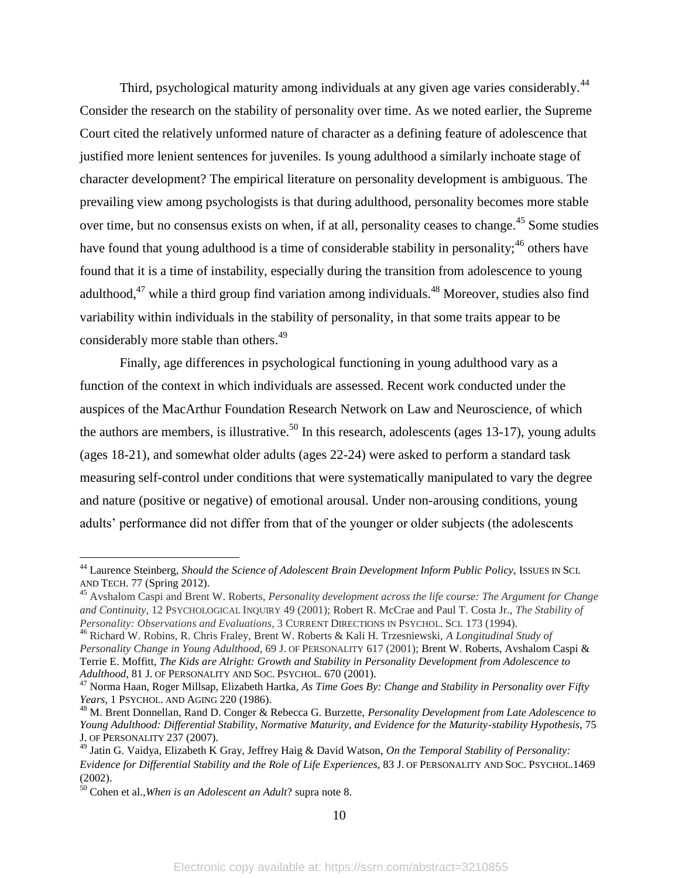Third, psychological maturity among individuals at any given age varies considerably.[44] Consider the research on the stability of personality over time. As we noted earlier, the Supreme Court cited the relatively unformed nature of character as a defining feature of adolescence that justified more lenient sentences for juveniles. Is young adulthood a similarly inchoate stage of character development? The empirical literature on personality development is ambiguous. The prevailing view among psychologists is that during adulthood, personality becomes more stable over time, but no consensus exists on when, if at all, personality ceases to change.[45] Some studies have found that young adulthood is a time of considerable stability in personality;[46] others have found that it is a time of instability, especially during the transition from adolescence to young adulthood,[47] while a third group find variation among individuals.[48] Moreover, studies also find variability within individuals in the stability of personality, in that some traits appear to be considerably more stable than others.[49]

Finally, age differences in psychological functioning in young adulthood vary as a function of the context in which individuals are assessed. Recent work conducted under the auspices of the MacArthur Foundation Research Network on Law and Neuroscience, of which the authors are members, is illustrative.[50] In this research, adolescents (ages 13-17), young adults (ages 18-21), and somewhat older adults (ages 22-24) were asked to perform a standard task measuring self-control under conditions that were systematically manipulated to vary the degree and nature (positive or negative) of emotional arousal. Under non-arousing conditions, young adults' performance did not differ from that of the younger or older subjects (the adolescents

---

[44] Laurence Steinberg, *Should the Science of Adolescent Brain Development Inform Public Policy*, ISSUES IN SCI. AND TECH. 77 (Spring 2012).

[45] Avshalom Caspi and Brent W. Roberts, *Personality development across the life course: The Argument for Change and Continuity*, 12 PSYCHOLOGICAL INQUIRY 49 (2001); Robert R. McCrae and Paul T. Costa Jr., *The Stability of Personality: Observations and Evaluations*, 3 CURRENT DIRECTIONS IN PSYCHOL. SCI. 173 (1994).

[46] Richard W. Robins, R. Chris Fraley, Brent W. Roberts & Kali H. Trzesniewski, *A Longitudinal Study of Personality Change in Young Adulthood*, 69 J. OF PERSONALITY 617 (2001); Brent W. Roberts, Avshalom Caspi & Terrie E. Moffitt, *The Kids are Alright: Growth and Stability in Personality Development from Adolescence to Adulthood*, 81 J. OF PERSONALITY AND SOC. PSYCHOL. 670 (2001).

[47] Norma Haan, Roger Millsap, Elizabeth Hartka, *As Time Goes By: Change and Stability in Personality over Fifty Years*, 1 PSYCHOL. AND AGING 220 (1986).

[48] M. Brent Donnellan, Rand D. Conger & Rebecca G. Burzette, *Personality Development from Late Adolescence to Young Adulthood: Differential Stability, Normative Maturity, and Evidence for the Maturity-stability Hypothesis*, 75 J. OF PERSONALITY 237 (2007).

[49] Jatin G. Vaidya, Elizabeth K Gray, Jeffrey Haig & David Watson, *On the Temporal Stability of Personality: Evidence for Differential Stability and the Role of Life Experiences*, 83 J. OF PERSONALITY AND SOC. PSYCHOL.1469 (2002).

[50] Cohen et al.,*When is an Adolescent an Adult*? supra note 8.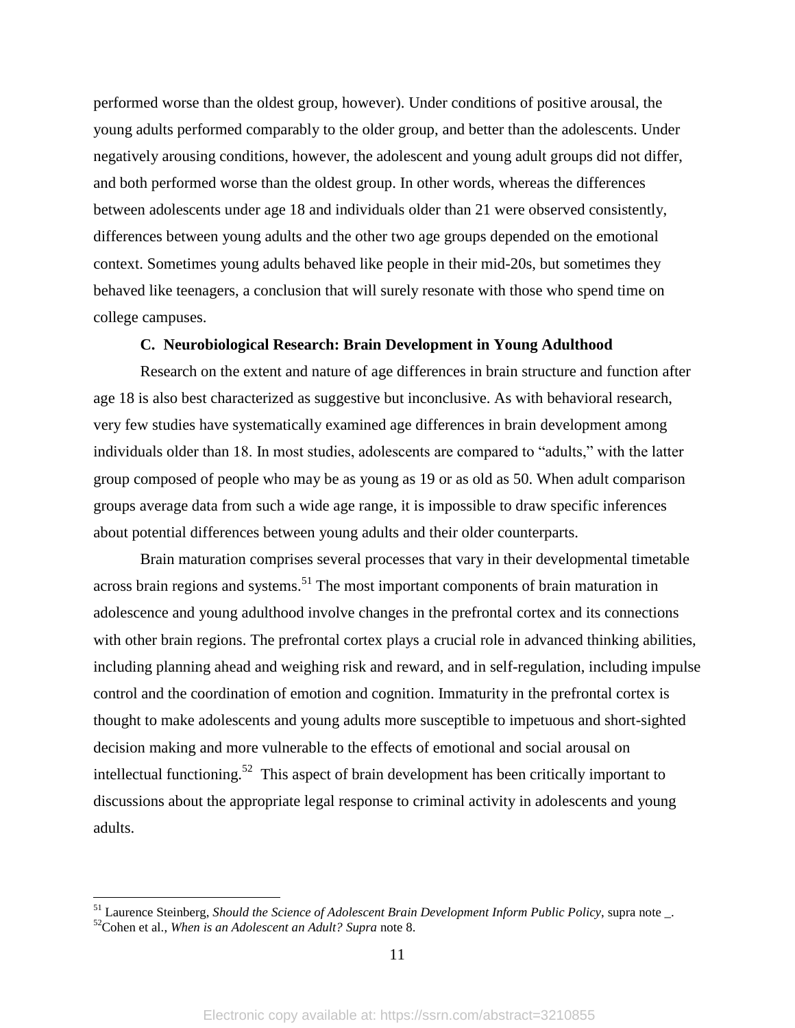performed worse than the oldest group, however). Under conditions of positive arousal, the young adults performed comparably to the older group, and better than the adolescents. Under negatively arousing conditions, however, the adolescent and young adult groups did not differ, and both performed worse than the oldest group. In other words, whereas the differences between adolescents under age 18 and individuals older than 21 were observed consistently, differences between young adults and the other two age groups depended on the emotional context. Sometimes young adults behaved like people in their mid-20s, but sometimes they behaved like teenagers, a conclusion that will surely resonate with those who spend time on college campuses.

### C. Neurobiological Research: Brain Development in Young Adulthood

Research on the extent and nature of age differences in brain structure and function after age 18 is also best characterized as suggestive but inconclusive. As with behavioral research, very few studies have systematically examined age differences in brain development among individuals older than 18. In most studies, adolescents are compared to "adults," with the latter group composed of people who may be as young as 19 or as old as 50. When adult comparison groups average data from such a wide age range, it is impossible to draw specific inferences about potential differences between young adults and their older counterparts.

Brain maturation comprises several processes that vary in their developmental timetable across brain regions and systems.[51] The most important components of brain maturation in adolescence and young adulthood involve changes in the prefrontal cortex and its connections with other brain regions. The prefrontal cortex plays a crucial role in advanced thinking abilities, including planning ahead and weighing risk and reward, and in self-regulation, including impulse control and the coordination of emotion and cognition. Immaturity in the prefrontal cortex is thought to make adolescents and young adults more susceptible to impetuous and short-sighted decision making and more vulnerable to the effects of emotional and social arousal on intellectual functioning.[52] This aspect of brain development has been critically important to discussions about the appropriate legal response to criminal activity in adolescents and young adults.

---

[51] Laurence Steinberg, *Should the Science of Adolescent Brain Development Inform Public Policy*, supra note _.

[52] Cohen et al., *When is an Adolescent an Adult? Supra* note 8.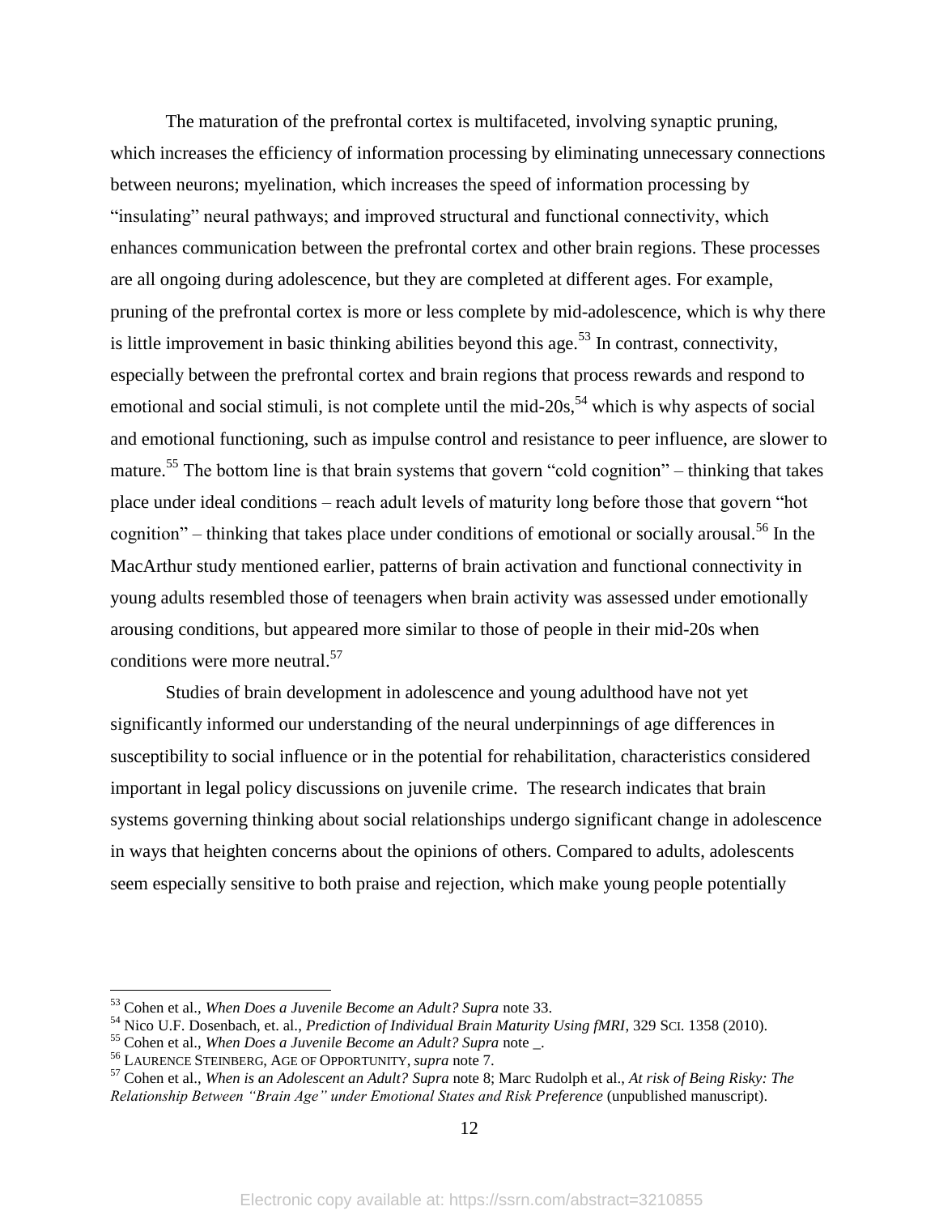The maturation of the prefrontal cortex is multifaceted, involving synaptic pruning, which increases the efficiency of information processing by eliminating unnecessary connections between neurons; myelination, which increases the speed of information processing by "insulating" neural pathways; and improved structural and functional connectivity, which enhances communication between the prefrontal cortex and other brain regions. These processes are all ongoing during adolescence, but they are completed at different ages. For example, pruning of the prefrontal cortex is more or less complete by mid-adolescence, which is why there is little improvement in basic thinking abilities beyond this age.[53] In contrast, connectivity, especially between the prefrontal cortex and brain regions that process rewards and respond to emotional and social stimuli, is not complete until the mid-20s,[54] which is why aspects of social and emotional functioning, such as impulse control and resistance to peer influence, are slower to mature.[55] The bottom line is that brain systems that govern "cold cognition" – thinking that takes place under ideal conditions – reach adult levels of maturity long before those that govern "hot cognition" – thinking that takes place under conditions of emotional or socially arousal.[56] In the MacArthur study mentioned earlier, patterns of brain activation and functional connectivity in young adults resembled those of teenagers when brain activity was assessed under emotionally arousing conditions, but appeared more similar to those of people in their mid-20s when conditions were more neutral.[57]

Studies of brain development in adolescence and young adulthood have not yet significantly informed our understanding of the neural underpinnings of age differences in susceptibility to social influence or in the potential for rehabilitation, characteristics considered important in legal policy discussions on juvenile crime. The research indicates that brain systems governing thinking about social relationships undergo significant change in adolescence in ways that heighten concerns about the opinions of others. Compared to adults, adolescents seem especially sensitive to both praise and rejection, which make young people potentially

---

[53] Cohen et al., *When Does a Juvenile Become an Adult? Supra* note 33.

[54] Nico U.F. Dosenbach, et. al., *Prediction of Individual Brain Maturity Using fMRI*, 329 SCI. 1358 (2010).

[55] Cohen et al., *When Does a Juvenile Become an Adult? Supra* note _.

[56] LAURENCE STEINBERG, AGE OF OPPORTUNITY, *supra* note 7.

[57] Cohen et al., *When is an Adolescent an Adult? Supra* note 8; Marc Rudolph et al., *At risk of Being Risky: The Relationship Between "Brain Age" under Emotional States and Risk Preference* (unpublished manuscript).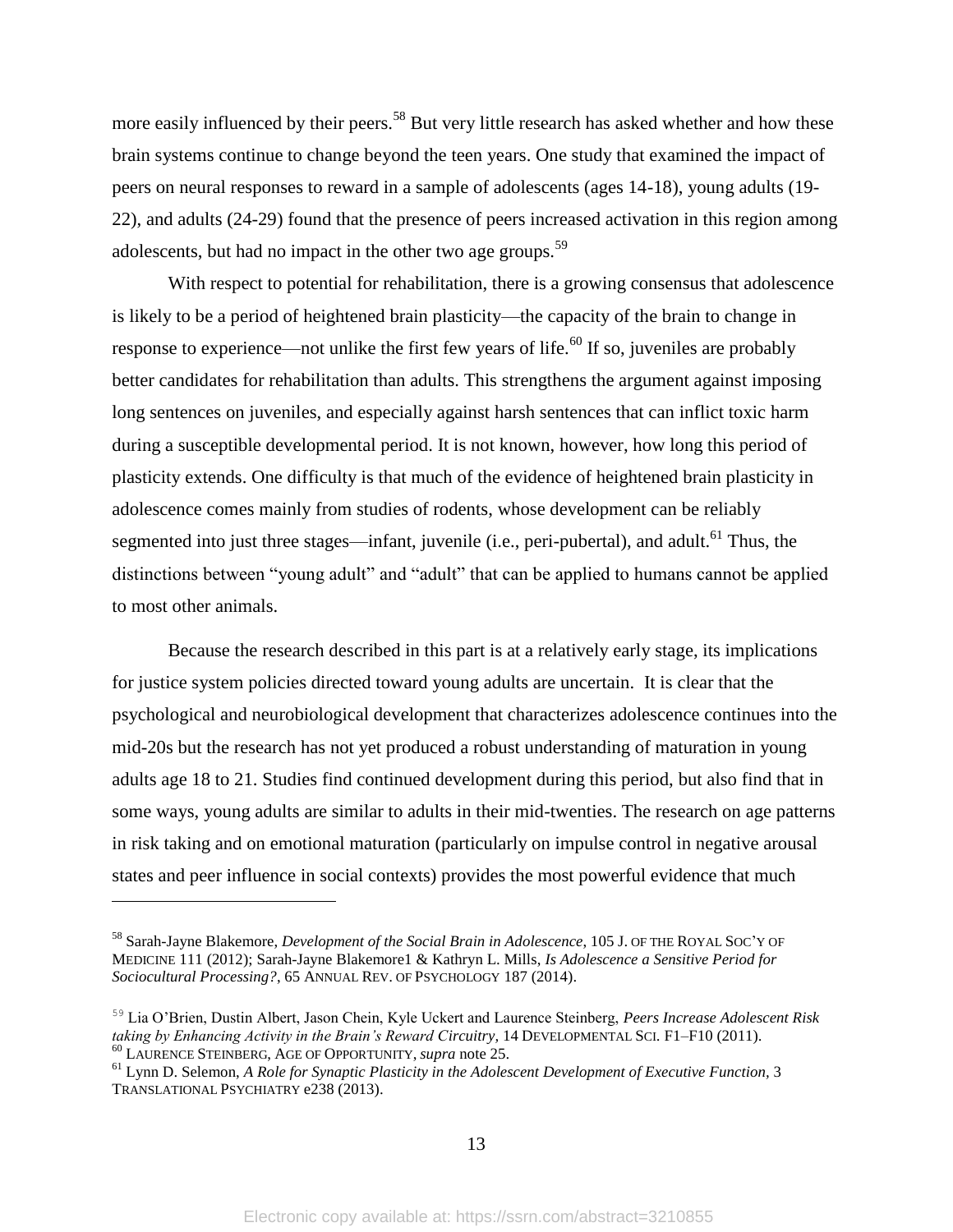more easily influenced by their peers.[58] But very little research has asked whether and how these brain systems continue to change beyond the teen years. One study that examined the impact of peers on neural responses to reward in a sample of adolescents (ages 14-18), young adults (19-22), and adults (24-29) found that the presence of peers increased activation in this region among adolescents, but had no impact in the other two age groups.[59]

With respect to potential for rehabilitation, there is a growing consensus that adolescence is likely to be a period of heightened brain plasticity—the capacity of the brain to change in response to experience—not unlike the first few years of life.[60] If so, juveniles are probably better candidates for rehabilitation than adults. This strengthens the argument against imposing long sentences on juveniles, and especially against harsh sentences that can inflict toxic harm during a susceptible developmental period. It is not known, however, how long this period of plasticity extends. One difficulty is that much of the evidence of heightened brain plasticity in adolescence comes mainly from studies of rodents, whose development can be reliably segmented into just three stages—infant, juvenile (i.e., peri-pubertal), and adult.[61] Thus, the distinctions between "young adult" and "adult" that can be applied to humans cannot be applied to most other animals.

Because the research described in this part is at a relatively early stage, its implications for justice system policies directed toward young adults are uncertain. It is clear that the psychological and neurobiological development that characterizes adolescence continues into the mid-20s but the research has not yet produced a robust understanding of maturation in young adults age 18 to 21. Studies find continued development during this period, but also find that in some ways, young adults are similar to adults in their mid-twenties. The research on age patterns in risk taking and on emotional maturation (particularly on impulse control in negative arousal states and peer influence in social contexts) provides the most powerful evidence that much

---

[58] Sarah-Jayne Blakemore, *Development of the Social Brain in Adolescence*, 105 J. OF THE ROYAL SOC'Y OF MEDICINE 111 (2012); Sarah-Jayne Blakemore1 & Kathryn L. Mills, *Is Adolescence a Sensitive Period for Sociocultural Processing?*, 65 ANNUAL REV. OF PSYCHOLOGY 187 (2014).

[59] Lia O'Brien, Dustin Albert, Jason Chein, Kyle Uckert and Laurence Steinberg, *Peers Increase Adolescent Risk taking by Enhancing Activity in the Brain's Reward Circuitry,* 14 DEVELOPMENTAL SCI. F1–F10 (2011).

[60] LAURENCE STEINBERG, AGE OF OPPORTUNITY, *supra* note 25.

[61] Lynn D. Selemon, *A Role for Synaptic Plasticity in the Adolescent Development of Executive Function,* 3 TRANSLATIONAL PSYCHIATRY e238 (2013).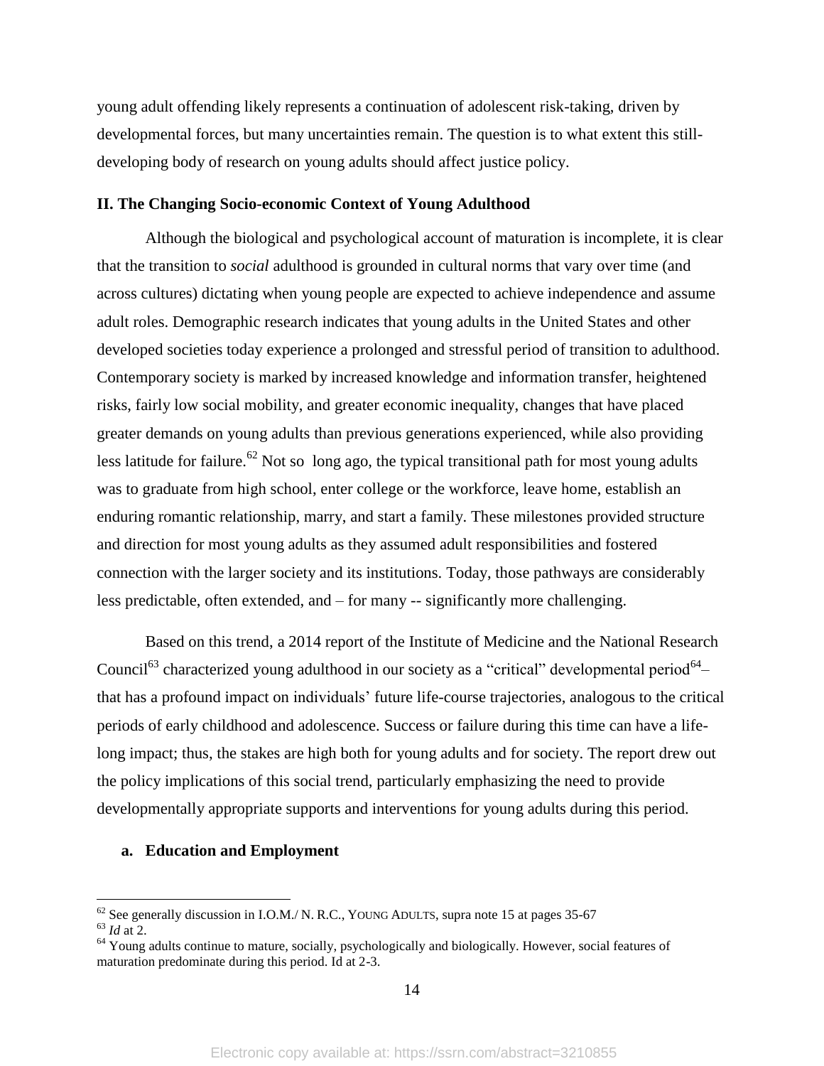young adult offending likely represents a continuation of adolescent risk-taking, driven by developmental forces, but many uncertainties remain. The question is to what extent this still-developing body of research on young adults should affect justice policy.

### II. The Changing Socio-economic Context of Young Adulthood

Although the biological and psychological account of maturation is incomplete, it is clear that the transition to *social* adulthood is grounded in cultural norms that vary over time (and across cultures) dictating when young people are expected to achieve independence and assume adult roles. Demographic research indicates that young adults in the United States and other developed societies today experience a prolonged and stressful period of transition to adulthood. Contemporary society is marked by increased knowledge and information transfer, heightened risks, fairly low social mobility, and greater economic inequality, changes that have placed greater demands on young adults than previous generations experienced, while also providing less latitude for failure.[62] Not so long ago, the typical transitional path for most young adults was to graduate from high school, enter college or the workforce, leave home, establish an enduring romantic relationship, marry, and start a family. These milestones provided structure and direction for most young adults as they assumed adult responsibilities and fostered connection with the larger society and its institutions. Today, those pathways are considerably less predictable, often extended, and – for many -- significantly more challenging.

Based on this trend, a 2014 report of the Institute of Medicine and the National Research Council[63] characterized young adulthood in our society as a "critical" developmental period[64]– that has a profound impact on individuals' future life-course trajectories, analogous to the critical periods of early childhood and adolescence. Success or failure during this time can have a life-long impact; thus, the stakes are high both for young adults and for society. The report drew out the policy implications of this social trend, particularly emphasizing the need to provide developmentally appropriate supports and interventions for young adults during this period.

#### a. Education and Employment

---

[62] See generally discussion in I.O.M./ N. R.C., YOUNG ADULTS, supra note 15 at pages 35-67

[63] *Id* at 2.

[64] Young adults continue to mature, socially, psychologically and biologically. However, social features of maturation predominate during this period. Id at 2-3.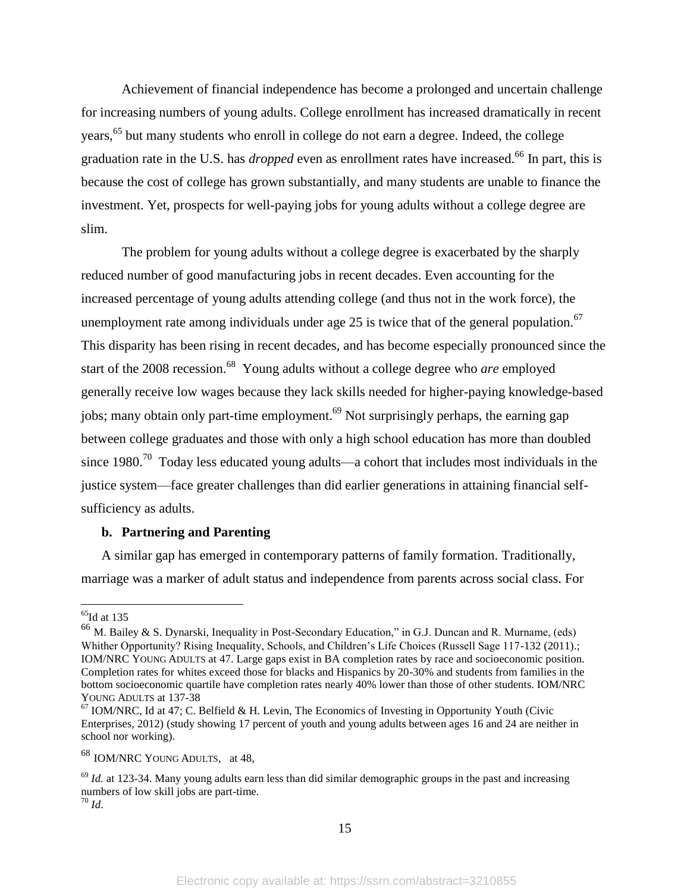Achievement of financial independence has become a prolonged and uncertain challenge for increasing numbers of young adults. College enrollment has increased dramatically in recent years,[65] but many students who enroll in college do not earn a degree. Indeed, the college graduation rate in the U.S. has *dropped* even as enrollment rates have increased.[66] In part, this is because the cost of college has grown substantially, and many students are unable to finance the investment. Yet, prospects for well-paying jobs for young adults without a college degree are slim.

The problem for young adults without a college degree is exacerbated by the sharply reduced number of good manufacturing jobs in recent decades. Even accounting for the increased percentage of young adults attending college (and thus not in the work force), the unemployment rate among individuals under age 25 is twice that of the general population.[67] This disparity has been rising in recent decades, and has become especially pronounced since the start of the 2008 recession.[68] Young adults without a college degree who *are* employed generally receive low wages because they lack skills needed for higher-paying knowledge-based jobs; many obtain only part-time employment.[69] Not surprisingly perhaps, the earning gap between college graduates and those with only a high school education has more than doubled since 1980.[70] Today less educated young adults—a cohort that includes most individuals in the justice system—face greater challenges than did earlier generations in attaining financial self-sufficiency as adults.

**b. Partnering and Parenting**

A similar gap has emerged in contemporary patterns of family formation. Traditionally, marriage was a marker of adult status and independence from parents across social class. For

---

[65] Id at 135

[66] M. Bailey & S. Dynarski, Inequality in Post-Secondary Education," in G.J. Duncan and R. Murname, (eds) Whither Opportunity? Rising Inequality, Schools, and Children's Life Choices (Russell Sage 117-132 (2011).; IOM/NRC YOUNG ADULTS at 47. Large gaps exist in BA completion rates by race and socioeconomic position. Completion rates for whites exceed those for blacks and Hispanics by 20-30% and students from families in the bottom socioeconomic quartile have completion rates nearly 40% lower than those of other students. IOM/NRC YOUNG ADULTS at 137-38

[67] IOM/NRC, Id at 47; C. Belfield & H. Levin, The Economics of Investing in Opportunity Youth (Civic Enterprises, 2012) (study showing 17 percent of youth and young adults between ages 16 and 24 are neither in school nor working).

[68] IOM/NRC YOUNG ADULTS, at 48,

[69] *Id.* at 123-34. Many young adults earn less than did similar demographic groups in the past and increasing numbers of low skill jobs are part-time.

[70] *Id*.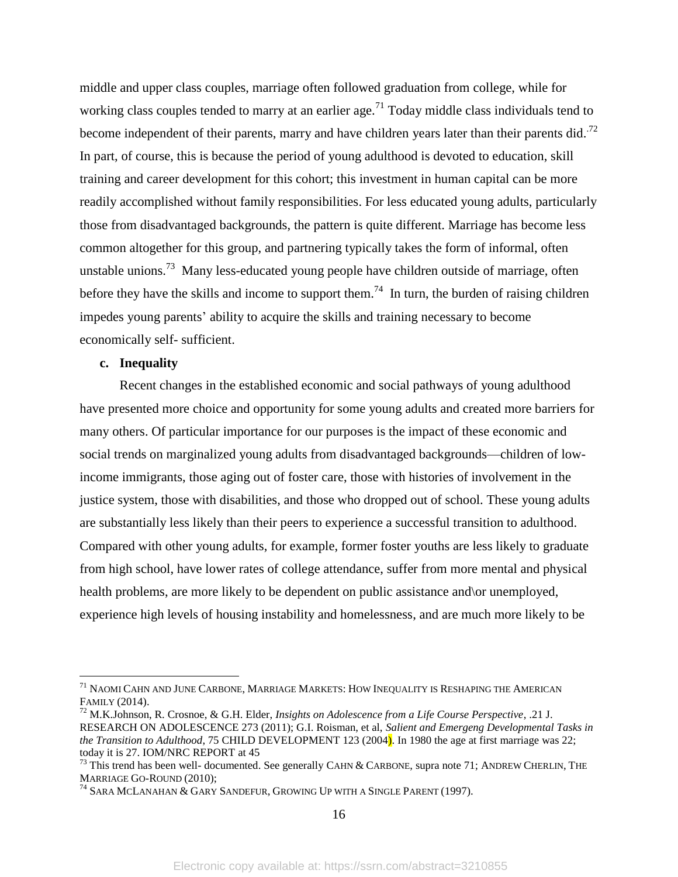middle and upper class couples, marriage often followed graduation from college, while for working class couples tended to marry at an earlier age.[71] Today middle class individuals tend to become independent of their parents, marry and have children years later than their parents did.[72] In part, of course, this is because the period of young adulthood is devoted to education, skill training and career development for this cohort; this investment in human capital can be more readily accomplished without family responsibilities. For less educated young adults, particularly those from disadvantaged backgrounds, the pattern is quite different. Marriage has become less common altogether for this group, and partnering typically takes the form of informal, often unstable unions.[73] Many less-educated young people have children outside of marriage, often before they have the skills and income to support them.[74] In turn, the burden of raising children impedes young parents' ability to acquire the skills and training necessary to become economically self- sufficient.

**c. Inequality**

Recent changes in the established economic and social pathways of young adulthood have presented more choice and opportunity for some young adults and created more barriers for many others. Of particular importance for our purposes is the impact of these economic and social trends on marginalized young adults from disadvantaged backgrounds—children of low-income immigrants, those aging out of foster care, those with histories of involvement in the justice system, those with disabilities, and those who dropped out of school. These young adults are substantially less likely than their peers to experience a successful transition to adulthood. Compared with other young adults, for example, former foster youths are less likely to graduate from high school, have lower rates of college attendance, suffer from more mental and physical health problems, are more likely to be dependent on public assistance and\or unemployed, experience high levels of housing instability and homelessness, and are much more likely to be

---

[71] NAOMI CAHN AND JUNE CARBONE, MARRIAGE MARKETS: HOW INEQUALITY IS RESHAPING THE AMERICAN FAMILY (2014).

[72] M.K.Johnson, R. Crosnoe, & G.H. Elder, *Insights on Adolescence from a Life Course Perspective*, .21 J. RESEARCH ON ADOLESCENCE 273 (2011); G.I. Roisman, et al, *Salient and Emergeng Developmental Tasks in the Transition to Adulthood*, 75 CHILD DEVELOPMENT 123 (2004). In 1980 the age at first marriage was 22; today it is 27. IOM/NRC REPORT at 45

[73] This trend has been well- documented. See generally CAHN & CARBONE, supra note 71; ANDREW CHERLIN, THE MARRIAGE GO-ROUND (2010);

[74] SARA MCLANAHAN & GARY SANDEFUR, GROWING UP WITH A SINGLE PARENT (1997).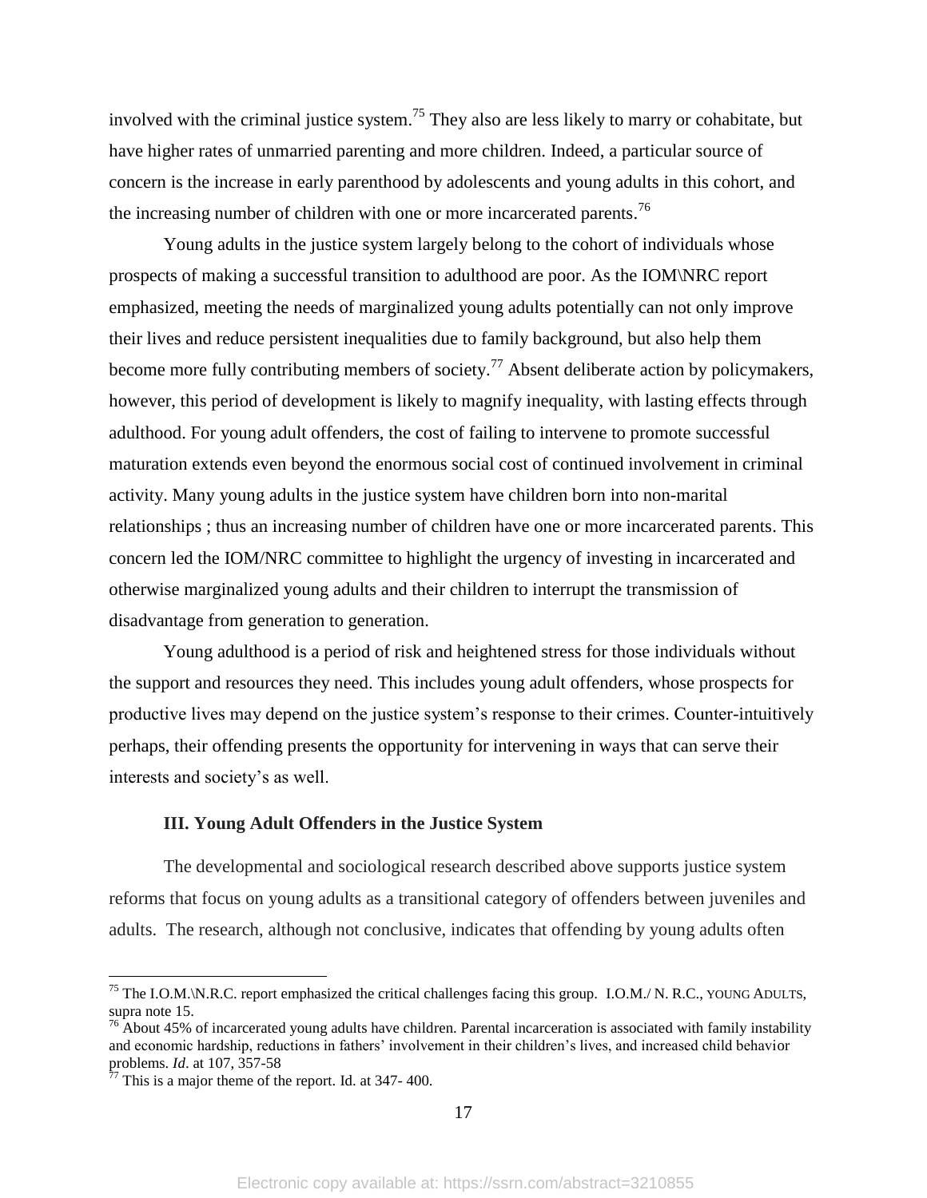involved with the criminal justice system.[75] They also are less likely to marry or cohabitate, but have higher rates of unmarried parenting and more children. Indeed, a particular source of concern is the increase in early parenthood by adolescents and young adults in this cohort, and the increasing number of children with one or more incarcerated parents.[76]

Young adults in the justice system largely belong to the cohort of individuals whose prospects of making a successful transition to adulthood are poor. As the IOM\NRC report emphasized, meeting the needs of marginalized young adults potentially can not only improve their lives and reduce persistent inequalities due to family background, but also help them become more fully contributing members of society.[77] Absent deliberate action by policymakers, however, this period of development is likely to magnify inequality, with lasting effects through adulthood. For young adult offenders, the cost of failing to intervene to promote successful maturation extends even beyond the enormous social cost of continued involvement in criminal activity. Many young adults in the justice system have children born into non-marital relationships ; thus an increasing number of children have one or more incarcerated parents. This concern led the IOM/NRC committee to highlight the urgency of investing in incarcerated and otherwise marginalized young adults and their children to interrupt the transmission of disadvantage from generation to generation.

Young adulthood is a period of risk and heightened stress for those individuals without the support and resources they need. This includes young adult offenders, whose prospects for productive lives may depend on the justice system's response to their crimes. Counter-intuitively perhaps, their offending presents the opportunity for intervening in ways that can serve their interests and society's as well.

### III. Young Adult Offenders in the Justice System

The developmental and sociological research described above supports justice system reforms that focus on young adults as a transitional category of offenders between juveniles and adults. The research, although not conclusive, indicates that offending by young adults often

---

[75] The I.O.M.\N.R.C. report emphasized the critical challenges facing this group. I.O.M./ N. R.C., YOUNG ADULTS, supra note 15.

[76] About 45% of incarcerated young adults have children. Parental incarceration is associated with family instability and economic hardship, reductions in fathers' involvement in their children's lives, and increased child behavior problems. *Id*. at 107, 357-58

[77] This is a major theme of the report. Id. at 347- 400.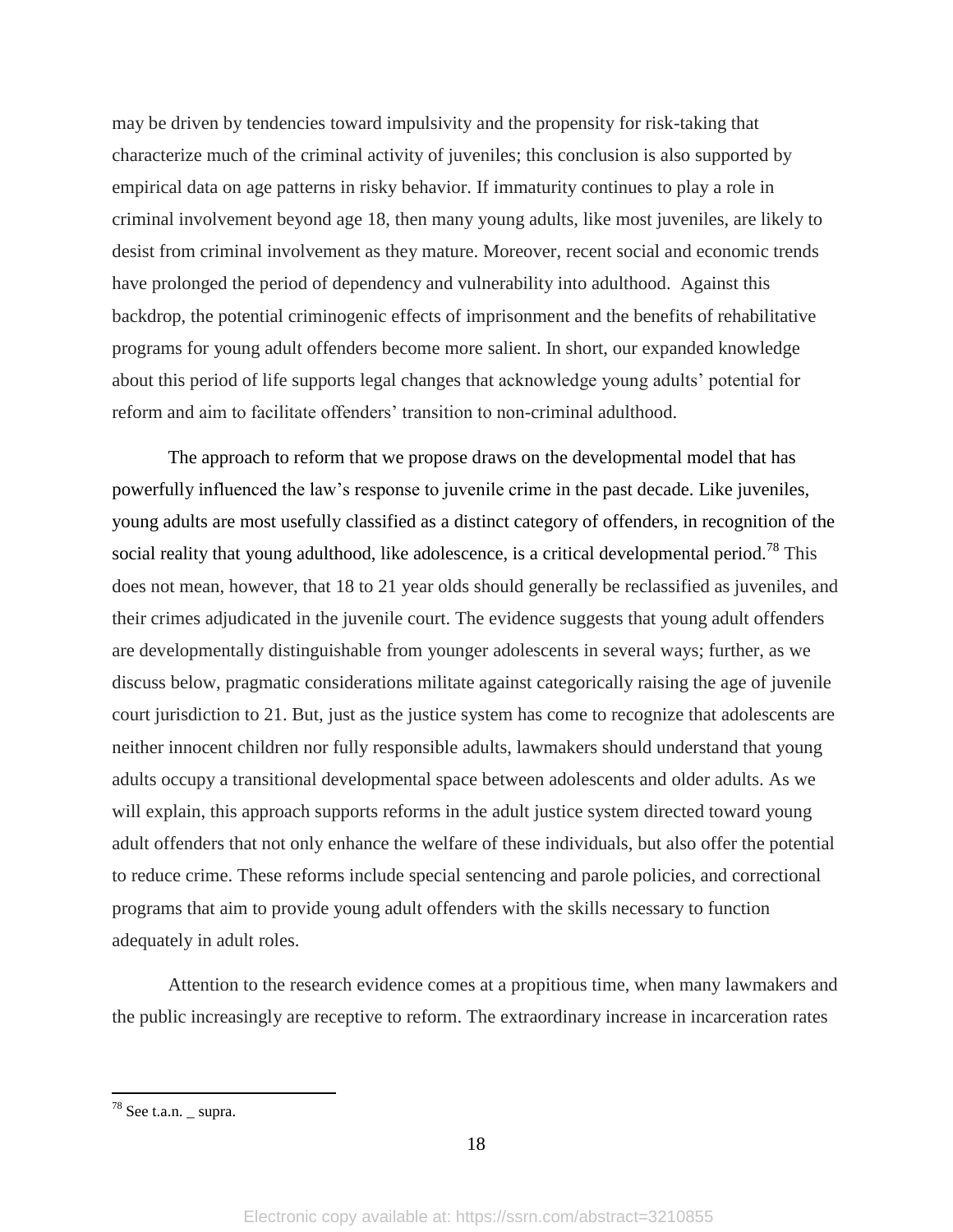may be driven by tendencies toward impulsivity and the propensity for risk-taking that characterize much of the criminal activity of juveniles; this conclusion is also supported by empirical data on age patterns in risky behavior. If immaturity continues to play a role in criminal involvement beyond age 18, then many young adults, like most juveniles, are likely to desist from criminal involvement as they mature. Moreover, recent social and economic trends have prolonged the period of dependency and vulnerability into adulthood. Against this backdrop, the potential criminogenic effects of imprisonment and the benefits of rehabilitative programs for young adult offenders become more salient. In short, our expanded knowledge about this period of life supports legal changes that acknowledge young adults' potential for reform and aim to facilitate offenders' transition to non-criminal adulthood.

The approach to reform that we propose draws on the developmental model that has powerfully influenced the law's response to juvenile crime in the past decade. Like juveniles, young adults are most usefully classified as a distinct category of offenders, in recognition of the social reality that young adulthood, like adolescence, is a critical developmental period.[78] This does not mean, however, that 18 to 21 year olds should generally be reclassified as juveniles, and their crimes adjudicated in the juvenile court. The evidence suggests that young adult offenders are developmentally distinguishable from younger adolescents in several ways; further, as we discuss below, pragmatic considerations militate against categorically raising the age of juvenile court jurisdiction to 21. But, just as the justice system has come to recognize that adolescents are neither innocent children nor fully responsible adults, lawmakers should understand that young adults occupy a transitional developmental space between adolescents and older adults. As we will explain, this approach supports reforms in the adult justice system directed toward young adult offenders that not only enhance the welfare of these individuals, but also offer the potential to reduce crime. These reforms include special sentencing and parole policies, and correctional programs that aim to provide young adult offenders with the skills necessary to function adequately in adult roles.

Attention to the research evidence comes at a propitious time, when many lawmakers and the public increasingly are receptive to reform. The extraordinary increase in incarceration rates

[78] See t.a.n. _ supra.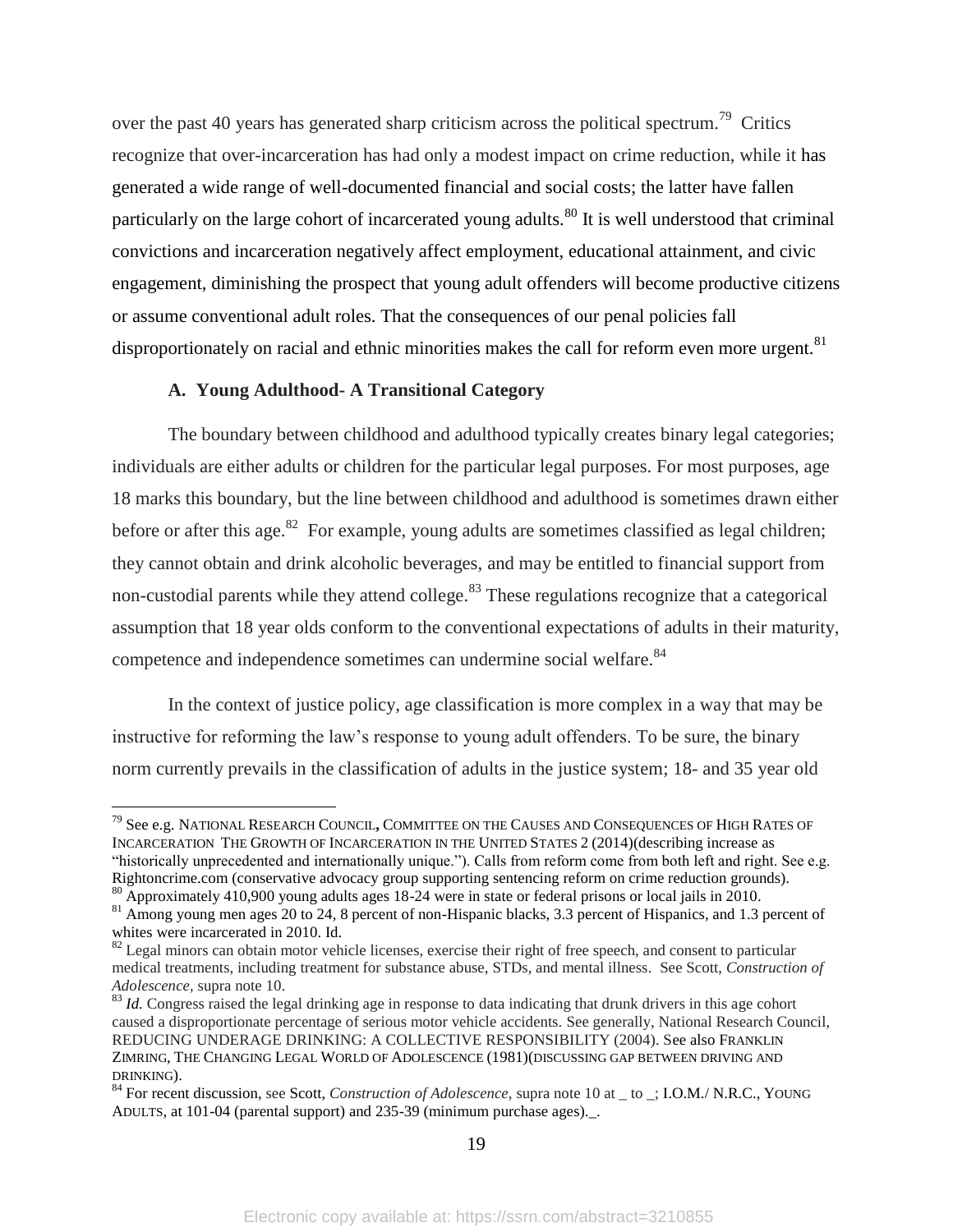over the past 40 years has generated sharp criticism across the political spectrum.[79] Critics recognize that over-incarceration has had only a modest impact on crime reduction, while it has generated a wide range of well-documented financial and social costs; the latter have fallen particularly on the large cohort of incarcerated young adults.[80] It is well understood that criminal convictions and incarceration negatively affect employment, educational attainment, and civic engagement, diminishing the prospect that young adult offenders will become productive citizens or assume conventional adult roles. That the consequences of our penal policies fall disproportionately on racial and ethnic minorities makes the call for reform even more urgent.[81]

### A. Young Adulthood- A Transitional Category

The boundary between childhood and adulthood typically creates binary legal categories; individuals are either adults or children for the particular legal purposes. For most purposes, age 18 marks this boundary, but the line between childhood and adulthood is sometimes drawn either before or after this age.[82] For example, young adults are sometimes classified as legal children; they cannot obtain and drink alcoholic beverages, and may be entitled to financial support from non-custodial parents while they attend college.[83] These regulations recognize that a categorical assumption that 18 year olds conform to the conventional expectations of adults in their maturity, competence and independence sometimes can undermine social welfare.[84]

In the context of justice policy, age classification is more complex in a way that may be instructive for reforming the law's response to young adult offenders. To be sure, the binary norm currently prevails in the classification of adults in the justice system; 18- and 35 year old

---

[79] See e.g. NATIONAL RESEARCH COUNCIL, COMMITTEE ON THE CAUSES AND CONSEQUENCES OF HIGH RATES OF INCARCERATION THE GROWTH OF INCARCERATION IN THE UNITED STATES 2 (2014)(describing increase as "historically unprecedented and internationally unique."). Calls from reform come from both left and right. See e.g. Rightoncrime.com (conservative advocacy group supporting sentencing reform on crime reduction grounds).

[80] Approximately 410,900 young adults ages 18-24 were in state or federal prisons or local jails in 2010.

[81] Among young men ages 20 to 24, 8 percent of non-Hispanic blacks, 3.3 percent of Hispanics, and 1.3 percent of whites were incarcerated in 2010. Id.

[82] Legal minors can obtain motor vehicle licenses, exercise their right of free speech, and consent to particular medical treatments, including treatment for substance abuse, STDs, and mental illness. See Scott, *Construction of Adolescence*, supra note 10.

[83] *Id.* Congress raised the legal drinking age in response to data indicating that drunk drivers in this age cohort caused a disproportionate percentage of serious motor vehicle accidents. See generally, National Research Council, REDUCING UNDERAGE DRINKING: A COLLECTIVE RESPONSIBILITY (2004). See also FRANKLIN ZIMRING, THE CHANGING LEGAL WORLD OF ADOLESCENCE (1981)(DISCUSSING GAP BETWEEN DRIVING AND DRINKING).

[84] For recent discussion, see Scott, *Construction of Adolescence*, supra note 10 at _ to _; I.O.M./ N.R.C., YOUNG ADULTS, at 101-04 (parental support) and 235-39 (minimum purchase ages)._.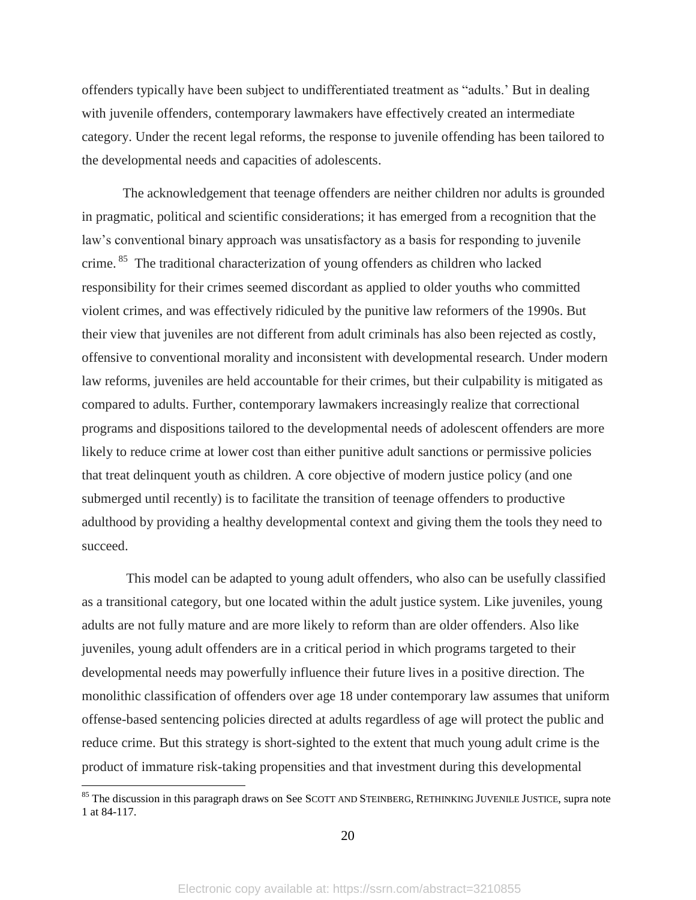offenders typically have been subject to undifferentiated treatment as "adults.' But in dealing with juvenile offenders, contemporary lawmakers have effectively created an intermediate category. Under the recent legal reforms, the response to juvenile offending has been tailored to the developmental needs and capacities of adolescents.

The acknowledgement that teenage offenders are neither children nor adults is grounded in pragmatic, political and scientific considerations; it has emerged from a recognition that the law's conventional binary approach was unsatisfactory as a basis for responding to juvenile crime.[85] The traditional characterization of young offenders as children who lacked responsibility for their crimes seemed discordant as applied to older youths who committed violent crimes, and was effectively ridiculed by the punitive law reformers of the 1990s. But their view that juveniles are not different from adult criminals has also been rejected as costly, offensive to conventional morality and inconsistent with developmental research. Under modern law reforms, juveniles are held accountable for their crimes, but their culpability is mitigated as compared to adults. Further, contemporary lawmakers increasingly realize that correctional programs and dispositions tailored to the developmental needs of adolescent offenders are more likely to reduce crime at lower cost than either punitive adult sanctions or permissive policies that treat delinquent youth as children. A core objective of modern justice policy (and one submerged until recently) is to facilitate the transition of teenage offenders to productive adulthood by providing a healthy developmental context and giving them the tools they need to succeed.

This model can be adapted to young adult offenders, who also can be usefully classified as a transitional category, but one located within the adult justice system. Like juveniles, young adults are not fully mature and are more likely to reform than are older offenders. Also like juveniles, young adult offenders are in a critical period in which programs targeted to their developmental needs may powerfully influence their future lives in a positive direction. The monolithic classification of offenders over age 18 under contemporary law assumes that uniform offense-based sentencing policies directed at adults regardless of age will protect the public and reduce crime. But this strategy is short-sighted to the extent that much young adult crime is the product of immature risk-taking propensities and that investment during this developmental

---

[85] The discussion in this paragraph draws on See SCOTT AND STEINBERG, RETHINKING JUVENILE JUSTICE, supra note 1 at 84-117.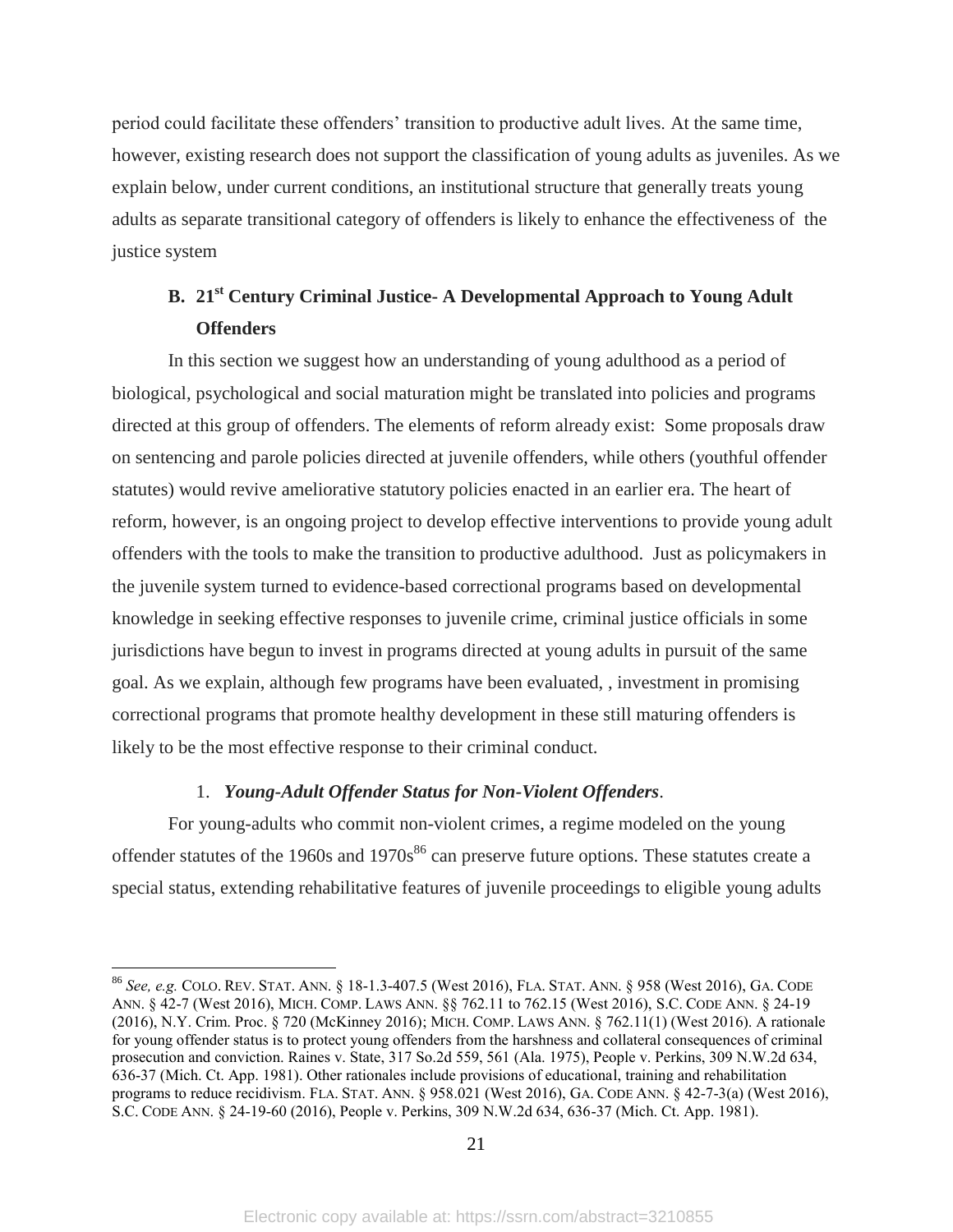period could facilitate these offenders' transition to productive adult lives. At the same time, however, existing research does not support the classification of young adults as juveniles. As we explain below, under current conditions, an institutional structure that generally treats young adults as separate transitional category of offenders is likely to enhance the effectiveness of the justice system

### B. 21st Century Criminal Justice- A Developmental Approach to Young Adult Offenders

In this section we suggest how an understanding of young adulthood as a period of biological, psychological and social maturation might be translated into policies and programs directed at this group of offenders. The elements of reform already exist: Some proposals draw on sentencing and parole policies directed at juvenile offenders, while others (youthful offender statutes) would revive ameliorative statutory policies enacted in an earlier era. The heart of reform, however, is an ongoing project to develop effective interventions to provide young adult offenders with the tools to make the transition to productive adulthood. Just as policymakers in the juvenile system turned to evidence-based correctional programs based on developmental knowledge in seeking effective responses to juvenile crime, criminal justice officials in some jurisdictions have begun to invest in programs directed at young adults in pursuit of the same goal. As we explain, although few programs have been evaluated, , investment in promising correctional programs that promote healthy development in these still maturing offenders is likely to be the most effective response to their criminal conduct.

#### 1. *Young-Adult Offender Status for Non-Violent Offenders*.

For young-adults who commit non-violent crimes, a regime modeled on the young offender statutes of the 1960s and 1970s[86] can preserve future options. These statutes create a special status, extending rehabilitative features of juvenile proceedings to eligible young adults

---

[86] *See, e.g.* COLO. REV. STAT. ANN. § 18-1.3-407.5 (West 2016), FLA. STAT. ANN. § 958 (West 2016), GA. CODE ANN. § 42-7 (West 2016), MICH. COMP. LAWS ANN. §§ 762.11 to 762.15 (West 2016), S.C. CODE ANN. § 24-19 (2016), N.Y. Crim. Proc. § 720 (McKinney 2016); MICH. COMP. LAWS ANN. § 762.11(1) (West 2016). A rationale for young offender status is to protect young offenders from the harshness and collateral consequences of criminal prosecution and conviction. Raines v. State, 317 So.2d 559, 561 (Ala. 1975), People v. Perkins, 309 N.W.2d 634, 636-37 (Mich. Ct. App. 1981). Other rationales include provisions of educational, training and rehabilitation programs to reduce recidivism. FLA. STAT. ANN. § 958.021 (West 2016), GA. CODE ANN. § 42-7-3(a) (West 2016), S.C. CODE ANN. § 24-19-60 (2016), People v. Perkins, 309 N.W.2d 634, 636-37 (Mich. Ct. App. 1981).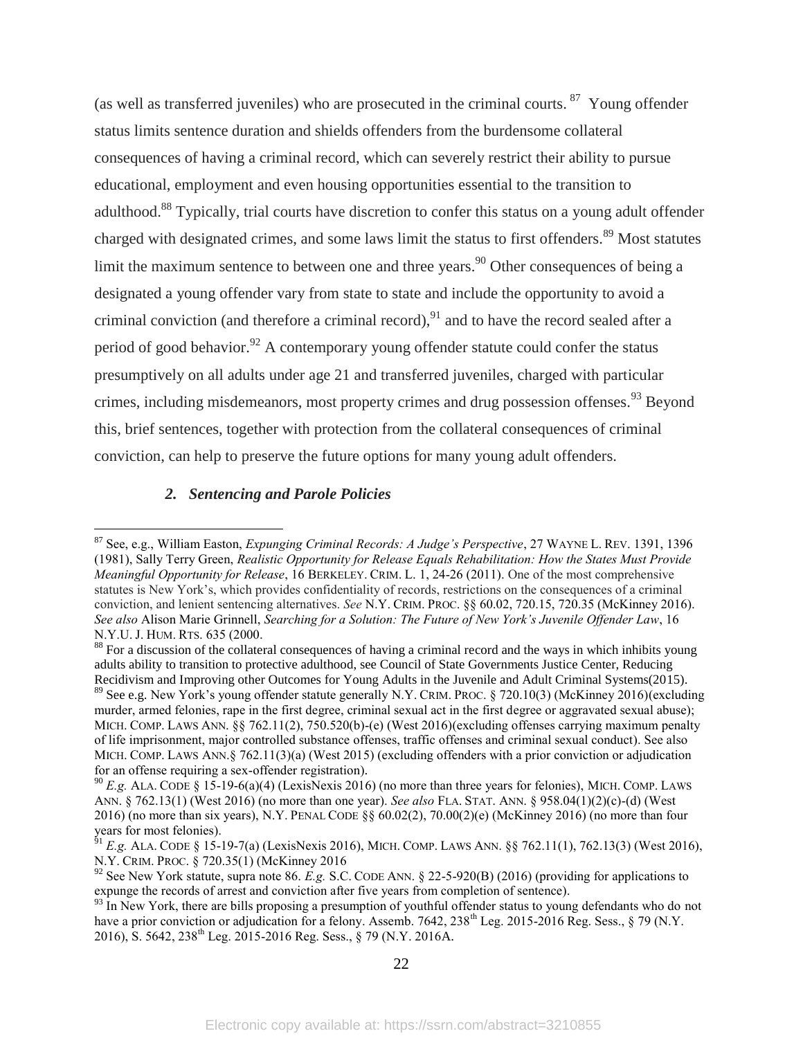(as well as transferred juveniles) who are prosecuted in the criminal courts. [87] Young offender status limits sentence duration and shields offenders from the burdensome collateral consequences of having a criminal record, which can severely restrict their ability to pursue educational, employment and even housing opportunities essential to the transition to adulthood.[88] Typically, trial courts have discretion to confer this status on a young adult offender charged with designated crimes, and some laws limit the status to first offenders.[89] Most statutes limit the maximum sentence to between one and three years.[90] Other consequences of being a designated a young offender vary from state to state and include the opportunity to avoid a criminal conviction (and therefore a criminal record),[91] and to have the record sealed after a period of good behavior.[92] A contemporary young offender statute could confer the status presumptively on all adults under age 21 and transferred juveniles, charged with particular crimes, including misdemeanors, most property crimes and drug possession offenses.[93] Beyond this, brief sentences, together with protection from the collateral consequences of criminal conviction, can help to preserve the future options for many young adult offenders.

### *2. Sentencing and Parole Policies*

---

[87] See, e.g., William Easton, *Expunging Criminal Records: A Judge's Perspective*, 27 WAYNE L. REV. 1391, 1396 (1981), Sally Terry Green, *Realistic Opportunity for Release Equals Rehabilitation: How the States Must Provide Meaningful Opportunity for Release*, 16 BERKELEY. CRIM. L. 1, 24-26 (2011). One of the most comprehensive statutes is New York's, which provides confidentiality of records, restrictions on the consequences of a criminal conviction, and lenient sentencing alternatives. *See* N.Y. CRIM. PROC. §§ 60.02, 720.15, 720.35 (McKinney 2016). *See also* Alison Marie Grinnell, *Searching for a Solution: The Future of New York's Juvenile Offender Law*, 16 N.Y.U. J. HUM. RTS. 635 (2000.

[88] For a discussion of the collateral consequences of having a criminal record and the ways in which inhibits young adults ability to transition to protective adulthood, see Council of State Governments Justice Center, Reducing Recidivism and Improving other Outcomes for Young Adults in the Juvenile and Adult Criminal Systems(2015).

[89] See e.g. New York's young offender statute generally N.Y. CRIM. PROC. § 720.10(3) (McKinney 2016)(excluding murder, armed felonies, rape in the first degree, criminal sexual act in the first degree or aggravated sexual abuse); MICH. COMP. LAWS ANN. §§ 762.11(2), 750.520(b)-(e) (West 2016)(excluding offenses carrying maximum penalty of life imprisonment, major controlled substance offenses, traffic offenses and criminal sexual conduct). See also MICH. COMP. LAWS ANN.§ 762.11(3)(a) (West 2015) (excluding offenders with a prior conviction or adjudication for an offense requiring a sex-offender registration).

[90] *E.g.* ALA. CODE § 15-19-6(a)(4) (LexisNexis 2016) (no more than three years for felonies), MICH. COMP. LAWS ANN. § 762.13(1) (West 2016) (no more than one year). *See also* FLA. STAT. ANN. § 958.04(1)(2)(c)-(d) (West 2016) (no more than six years), N.Y. PENAL CODE §§ 60.02(2), 70.00(2)(e) (McKinney 2016) (no more than four years for most felonies).

[91] *E.g.* ALA. CODE § 15-19-7(a) (LexisNexis 2016), MICH. COMP. LAWS ANN. §§ 762.11(1), 762.13(3) (West 2016), N.Y. CRIM. PROC. § 720.35(1) (McKinney 2016

[92] See New York statute, supra note 86. *E.g.* S.C. CODE ANN. § 22-5-920(B) (2016) (providing for applications to expunge the records of arrest and conviction after five years from completion of sentence).

[93] In New York, there are bills proposing a presumption of youthful offender status to young defendants who do not have a prior conviction or adjudication for a felony. Assemb. 7642, 238th Leg. 2015-2016 Reg. Sess., § 79 (N.Y. 2016), S. 5642, 238th Leg. 2015-2016 Reg. Sess., § 79 (N.Y. 2016A.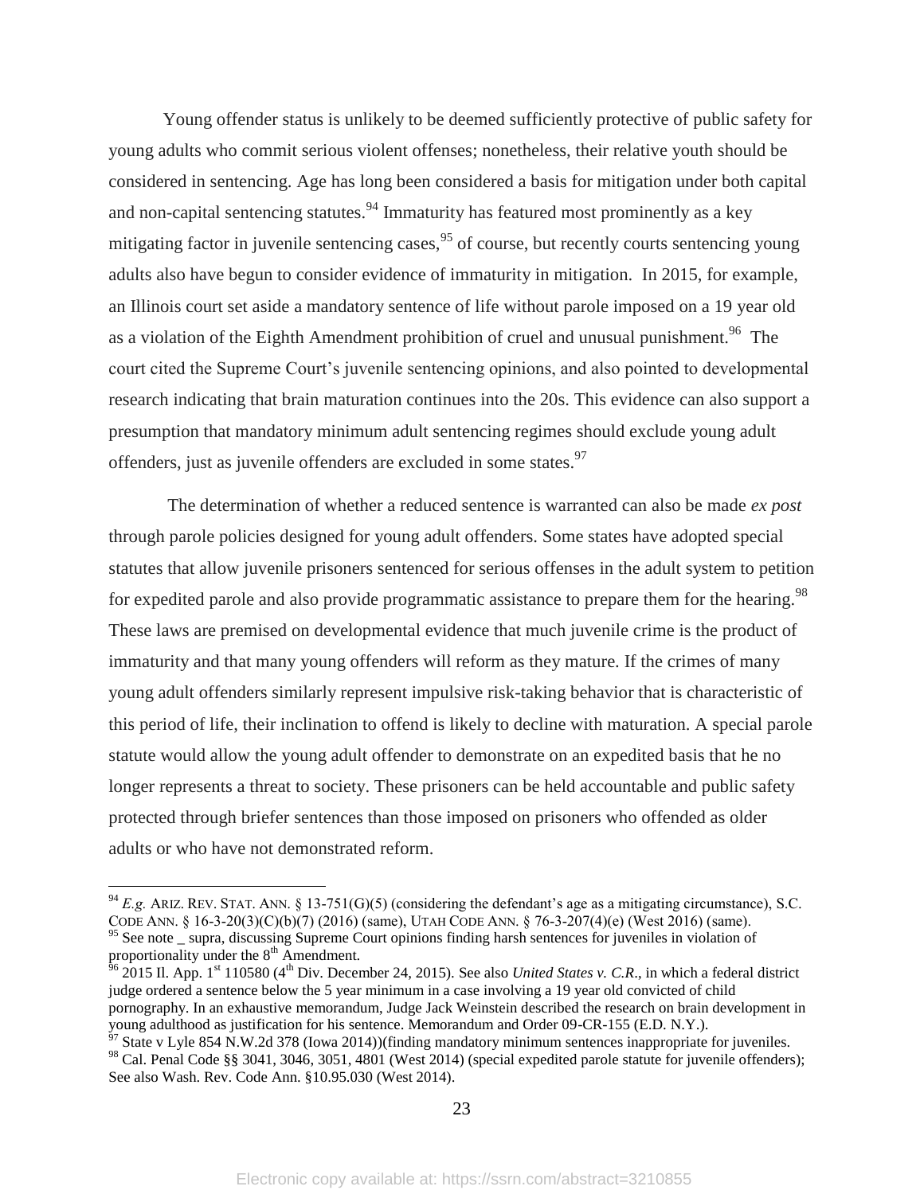Young offender status is unlikely to be deemed sufficiently protective of public safety for young adults who commit serious violent offenses; nonetheless, their relative youth should be considered in sentencing. Age has long been considered a basis for mitigation under both capital and non-capital sentencing statutes.[94] Immaturity has featured most prominently as a key mitigating factor in juvenile sentencing cases,[95] of course, but recently courts sentencing young adults also have begun to consider evidence of immaturity in mitigation. In 2015, for example, an Illinois court set aside a mandatory sentence of life without parole imposed on a 19 year old as a violation of the Eighth Amendment prohibition of cruel and unusual punishment.[96] The court cited the Supreme Court's juvenile sentencing opinions, and also pointed to developmental research indicating that brain maturation continues into the 20s. This evidence can also support a presumption that mandatory minimum adult sentencing regimes should exclude young adult offenders, just as juvenile offenders are excluded in some states.[97]

The determination of whether a reduced sentence is warranted can also be made *ex post* through parole policies designed for young adult offenders. Some states have adopted special statutes that allow juvenile prisoners sentenced for serious offenses in the adult system to petition for expedited parole and also provide programmatic assistance to prepare them for the hearing.[98] These laws are premised on developmental evidence that much juvenile crime is the product of immaturity and that many young offenders will reform as they mature. If the crimes of many young adult offenders similarly represent impulsive risk-taking behavior that is characteristic of this period of life, their inclination to offend is likely to decline with maturation. A special parole statute would allow the young adult offender to demonstrate on an expedited basis that he no longer represents a threat to society. These prisoners can be held accountable and public safety protected through briefer sentences than those imposed on prisoners who offended as older adults or who have not demonstrated reform.

---

[94] *E.g.* ARIZ. REV. STAT. ANN. § 13-751(G)(5) (considering the defendant's age as a mitigating circumstance), S.C. CODE ANN. § 16-3-20(3)(C)(b)(7) (2016) (same), UTAH CODE ANN. § 76-3-207(4)(e) (West 2016) (same).

[95] See note _ supra, discussing Supreme Court opinions finding harsh sentences for juveniles in violation of proportionality under the 8th Amendment.

[96] 2015 Il. App. 1st 110580 (4th Div. December 24, 2015). See also *United States v. C.R*., in which a federal district judge ordered a sentence below the 5 year minimum in a case involving a 19 year old convicted of child pornography. In an exhaustive memorandum, Judge Jack Weinstein described the research on brain development in young adulthood as justification for his sentence. Memorandum and Order 09-CR-155 (E.D. N.Y.).

[97] State v Lyle 854 N.W.2d 378 (Iowa 2014))(finding mandatory minimum sentences inappropriate for juveniles.

[98] Cal. Penal Code §§ 3041, 3046, 3051, 4801 (West 2014) (special expedited parole statute for juvenile offenders); See also Wash. Rev. Code Ann. §10.95.030 (West 2014).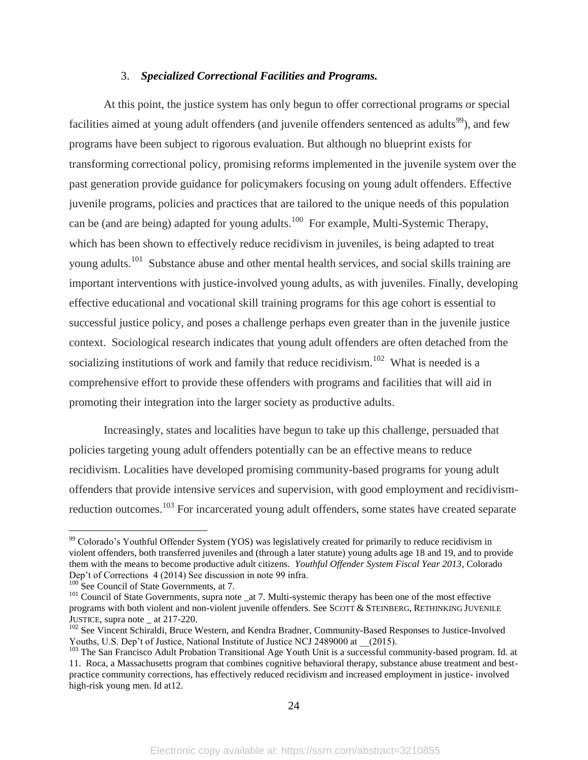### 3. ***Specialized Correctional Facilities and Programs.***

At this point, the justice system has only begun to offer correctional programs or special facilities aimed at young adult offenders (and juvenile offenders sentenced as adults[99]), and few programs have been subject to rigorous evaluation. But although no blueprint exists for transforming correctional policy, promising reforms implemented in the juvenile system over the past generation provide guidance for policymakers focusing on young adult offenders. Effective juvenile programs, policies and practices that are tailored to the unique needs of this population can be (and are being) adapted for young adults.[100] For example, Multi-Systemic Therapy, which has been shown to effectively reduce recidivism in juveniles, is being adapted to treat young adults.[101] Substance abuse and other mental health services, and social skills training are important interventions with justice-involved young adults, as with juveniles. Finally, developing effective educational and vocational skill training programs for this age cohort is essential to successful justice policy, and poses a challenge perhaps even greater than in the juvenile justice context. Sociological research indicates that young adult offenders are often detached from the socializing institutions of work and family that reduce recidivism.[102] What is needed is a comprehensive effort to provide these offenders with programs and facilities that will aid in promoting their integration into the larger society as productive adults.

Increasingly, states and localities have begun to take up this challenge, persuaded that policies targeting young adult offenders potentially can be an effective means to reduce recidivism. Localities have developed promising community-based programs for young adult offenders that provide intensive services and supervision, with good employment and recidivism-reduction outcomes.[103] For incarcerated young adult offenders, some states have created separate

---

[99] Colorado's Youthful Offender System (YOS) was legislatively created for primarily to reduce recidivism in violent offenders, both transferred juveniles and (through a later statute) young adults age 18 and 19, and to provide them with the means to become productive adult citizens. *Youthful Offender System Fiscal Year 2013*, Colorado Dep't of Corrections 4 (2014) See discussion in note 99 infra.

[100] See Council of State Governments, at 7.

[101] Council of State Governments, supra note _at 7. Multi-systemic therapy has been one of the most effective programs with both violent and non-violent juvenile offenders. See SCOTT & STEINBERG, RETHINKING JUVENILE JUSTICE, supra note _ at 217-220.

[102] See Vincent Schiraldi, Bruce Western, and Kendra Bradner, Community-Based Responses to Justice-Involved Youths, U.S. Dep't of Justice, National Institute of Justice NCJ 2489000 at __(2015).

[103] The San Francisco Adult Probation Transitional Age Youth Unit is a successful community-based program. Id. at 11. Roca, a Massachusetts program that combines cognitive behavioral therapy, substance abuse treatment and best-practice community corrections, has effectively reduced recidivism and increased employment in justice- involved high-risk young men. Id at12.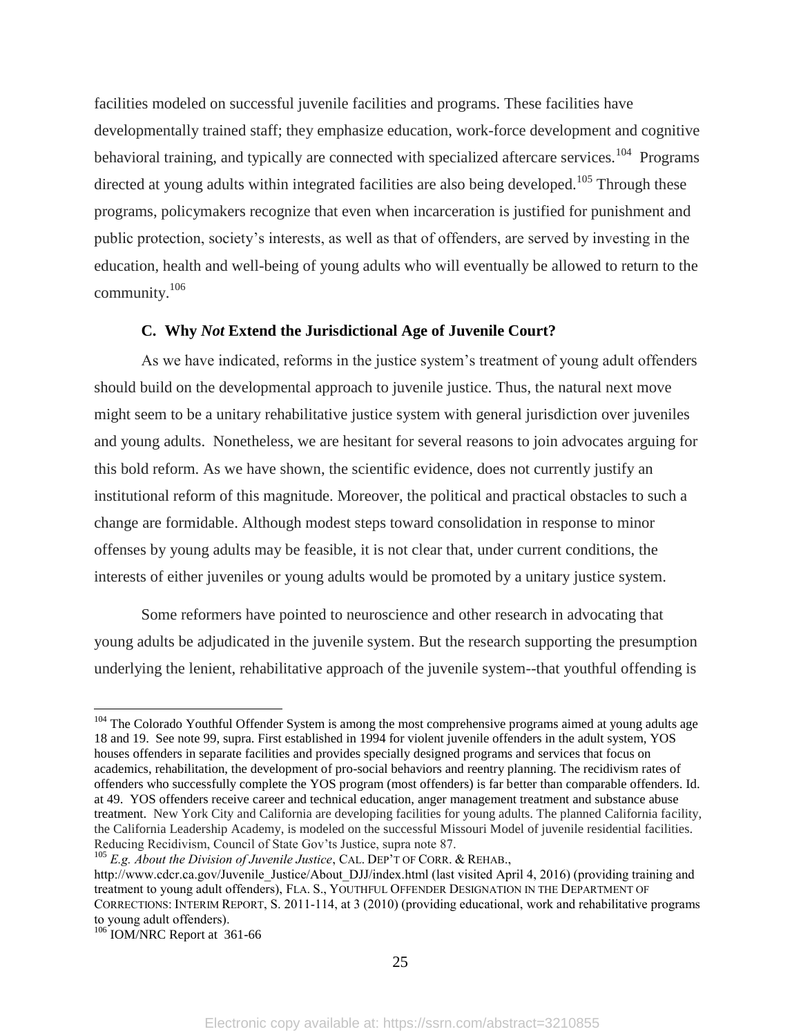facilities modeled on successful juvenile facilities and programs. These facilities have developmentally trained staff; they emphasize education, work-force development and cognitive behavioral training, and typically are connected with specialized aftercare services.[104] Programs directed at young adults within integrated facilities are also being developed.[105] Through these programs, policymakers recognize that even when incarceration is justified for punishment and public protection, society's interests, as well as that of offenders, are served by investing in the education, health and well-being of young adults who will eventually be allowed to return to the community.[106]

### C. Why *Not* Extend the Jurisdictional Age of Juvenile Court?

As we have indicated, reforms in the justice system's treatment of young adult offenders should build on the developmental approach to juvenile justice. Thus, the natural next move might seem to be a unitary rehabilitative justice system with general jurisdiction over juveniles and young adults. Nonetheless, we are hesitant for several reasons to join advocates arguing for this bold reform. As we have shown, the scientific evidence, does not currently justify an institutional reform of this magnitude. Moreover, the political and practical obstacles to such a change are formidable. Although modest steps toward consolidation in response to minor offenses by young adults may be feasible, it is not clear that, under current conditions, the interests of either juveniles or young adults would be promoted by a unitary justice system.

Some reformers have pointed to neuroscience and other research in advocating that young adults be adjudicated in the juvenile system. But the research supporting the presumption underlying the lenient, rehabilitative approach of the juvenile system--that youthful offending is

---

[104] The Colorado Youthful Offender System is among the most comprehensive programs aimed at young adults age 18 and 19. See note 99, supra. First established in 1994 for violent juvenile offenders in the adult system, YOS houses offenders in separate facilities and provides specially designed programs and services that focus on academics, rehabilitation, the development of pro-social behaviors and reentry planning. The recidivism rates of offenders who successfully complete the YOS program (most offenders) is far better than comparable offenders. Id. at 49. YOS offenders receive career and technical education, anger management treatment and substance abuse treatment. New York City and California are developing facilities for young adults. The planned California facility, the California Leadership Academy, is modeled on the successful Missouri Model of juvenile residential facilities. Reducing Recidivism, Council of State Gov'ts Justice, supra note 87.

[105] *E.g. About the Division of Juvenile Justice*, CAL. DEP'T OF CORR. & REHAB., http://www.cdcr.ca.gov/Juvenile_Justice/About_DJJ/index.html (last visited April 4, 2016) (providing training and treatment to young adult offenders), FLA. S., YOUTHFUL OFFENDER DESIGNATION IN THE DEPARTMENT OF CORRECTIONS: INTERIM REPORT, S. 2011-114, at 3 (2010) (providing educational, work and rehabilitative programs to young adult offenders).

[106] IOM/NRC Report at 361-66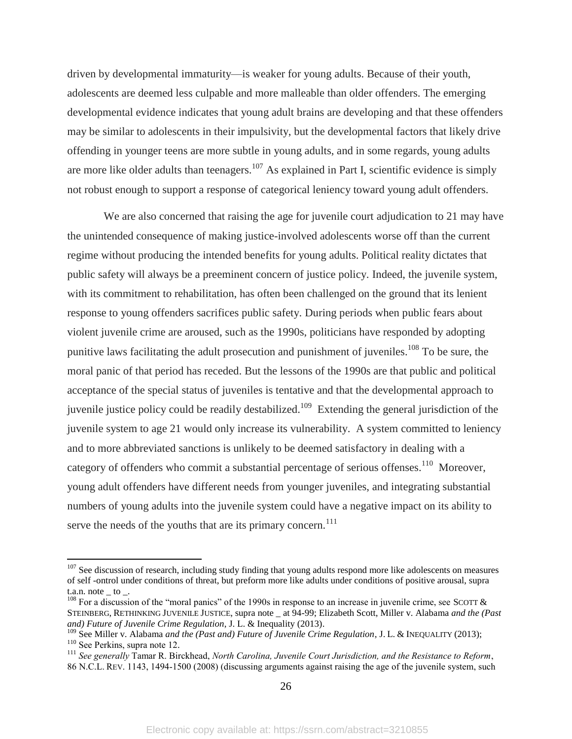driven by developmental immaturity—is weaker for young adults. Because of their youth, adolescents are deemed less culpable and more malleable than older offenders. The emerging developmental evidence indicates that young adult brains are developing and that these offenders may be similar to adolescents in their impulsivity, but the developmental factors that likely drive offending in younger teens are more subtle in young adults, and in some regards, young adults are more like older adults than teenagers.[107] As explained in Part I, scientific evidence is simply not robust enough to support a response of categorical leniency toward young adult offenders.

We are also concerned that raising the age for juvenile court adjudication to 21 may have the unintended consequence of making justice-involved adolescents worse off than the current regime without producing the intended benefits for young adults. Political reality dictates that public safety will always be a preeminent concern of justice policy. Indeed, the juvenile system, with its commitment to rehabilitation, has often been challenged on the ground that its lenient response to young offenders sacrifices public safety. During periods when public fears about violent juvenile crime are aroused, such as the 1990s, politicians have responded by adopting punitive laws facilitating the adult prosecution and punishment of juveniles.[108] To be sure, the moral panic of that period has receded. But the lessons of the 1990s are that public and political acceptance of the special status of juveniles is tentative and that the developmental approach to juvenile justice policy could be readily destabilized.[109] Extending the general jurisdiction of the juvenile system to age 21 would only increase its vulnerability. A system committed to leniency and to more abbreviated sanctions is unlikely to be deemed satisfactory in dealing with a category of offenders who commit a substantial percentage of serious offenses.[110] Moreover, young adult offenders have different needs from younger juveniles, and integrating substantial numbers of young adults into the juvenile system could have a negative impact on its ability to serve the needs of the youths that are its primary concern.[111]

---

[107] See discussion of research, including study finding that young adults respond more like adolescents on measures of self -ontrol under conditions of threat, but preform more like adults under conditions of positive arousal, supra t.a.n. note _ to _.

[108] For a discussion of the "moral panics" of the 1990s in response to an increase in juvenile crime, see SCOTT & STEINBERG, RETHINKING JUVENILE JUSTICE, supra note _ at 94-99; Elizabeth Scott, Miller v. Alabama *and the (Past and) Future of Juvenile Crime Regulation*, J. L. & Inequality (2013).

[109] See Miller v. Alabama *and the (Past and) Future of Juvenile Crime Regulation*, J. L. & INEQUALITY (2013);

[110] See Perkins, supra note 12.

[111] *See generally* Tamar R. Birckhead, *North Carolina, Juvenile Court Jurisdiction, and the Resistance to Reform*, 86 N.C.L. REV. 1143, 1494-1500 (2008) (discussing arguments against raising the age of the juvenile system, such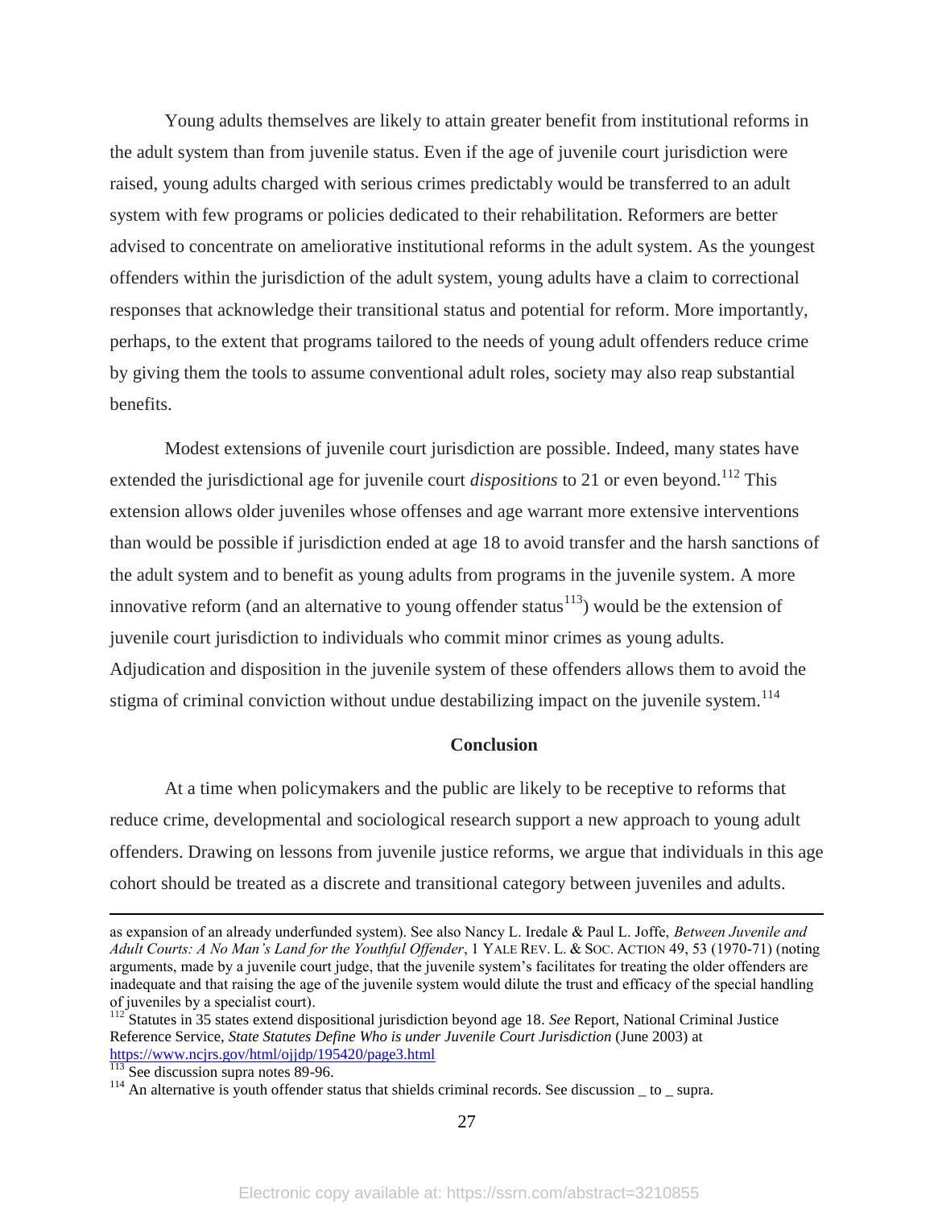Young adults themselves are likely to attain greater benefit from institutional reforms in the adult system than from juvenile status. Even if the age of juvenile court jurisdiction were raised, young adults charged with serious crimes predictably would be transferred to an adult system with few programs or policies dedicated to their rehabilitation. Reformers are better advised to concentrate on ameliorative institutional reforms in the adult system. As the youngest offenders within the jurisdiction of the adult system, young adults have a claim to correctional responses that acknowledge their transitional status and potential for reform. More importantly, perhaps, to the extent that programs tailored to the needs of young adult offenders reduce crime by giving them the tools to assume conventional adult roles, society may also reap substantial benefits.

Modest extensions of juvenile court jurisdiction are possible. Indeed, many states have extended the jurisdictional age for juvenile court *dispositions* to 21 or even beyond.[112] This extension allows older juveniles whose offenses and age warrant more extensive interventions than would be possible if jurisdiction ended at age 18 to avoid transfer and the harsh sanctions of the adult system and to benefit as young adults from programs in the juvenile system. A more innovative reform (and an alternative to young offender status[113]) would be the extension of juvenile court jurisdiction to individuals who commit minor crimes as young adults. Adjudication and disposition in the juvenile system of these offenders allows them to avoid the stigma of criminal conviction without undue destabilizing impact on the juvenile system.[114]

## Conclusion

At a time when policymakers and the public are likely to be receptive to reforms that reduce crime, developmental and sociological research support a new approach to young adult offenders. Drawing on lessons from juvenile justice reforms, we argue that individuals in this age cohort should be treated as a discrete and transitional category between juveniles and adults.

---

as expansion of an already underfunded system). See also Nancy L. Iredale & Paul L. Joffe, *Between Juvenile and Adult Courts: A No Man's Land for the Youthful Offender*, 1 YALE REV. L. & SOC. ACTION 49, 53 (1970-71) (noting arguments, made by a juvenile court judge, that the juvenile system's facilitates for treating the older offenders are inadequate and that raising the age of the juvenile system would dilute the trust and efficacy of the special handling of juveniles by a specialist court).

[112] Statutes in 35 states extend dispositional jurisdiction beyond age 18. *See* Report, National Criminal Justice Reference Service, *State Statutes Define Who is under Juvenile Court Jurisdiction* (June 2003) at https://www.ncjrs.gov/html/ojjdp/195420/page3.html

[113] See discussion supra notes 89-96.

[114] An alternative is youth offender status that shields criminal records. See discussion _ to _ supra.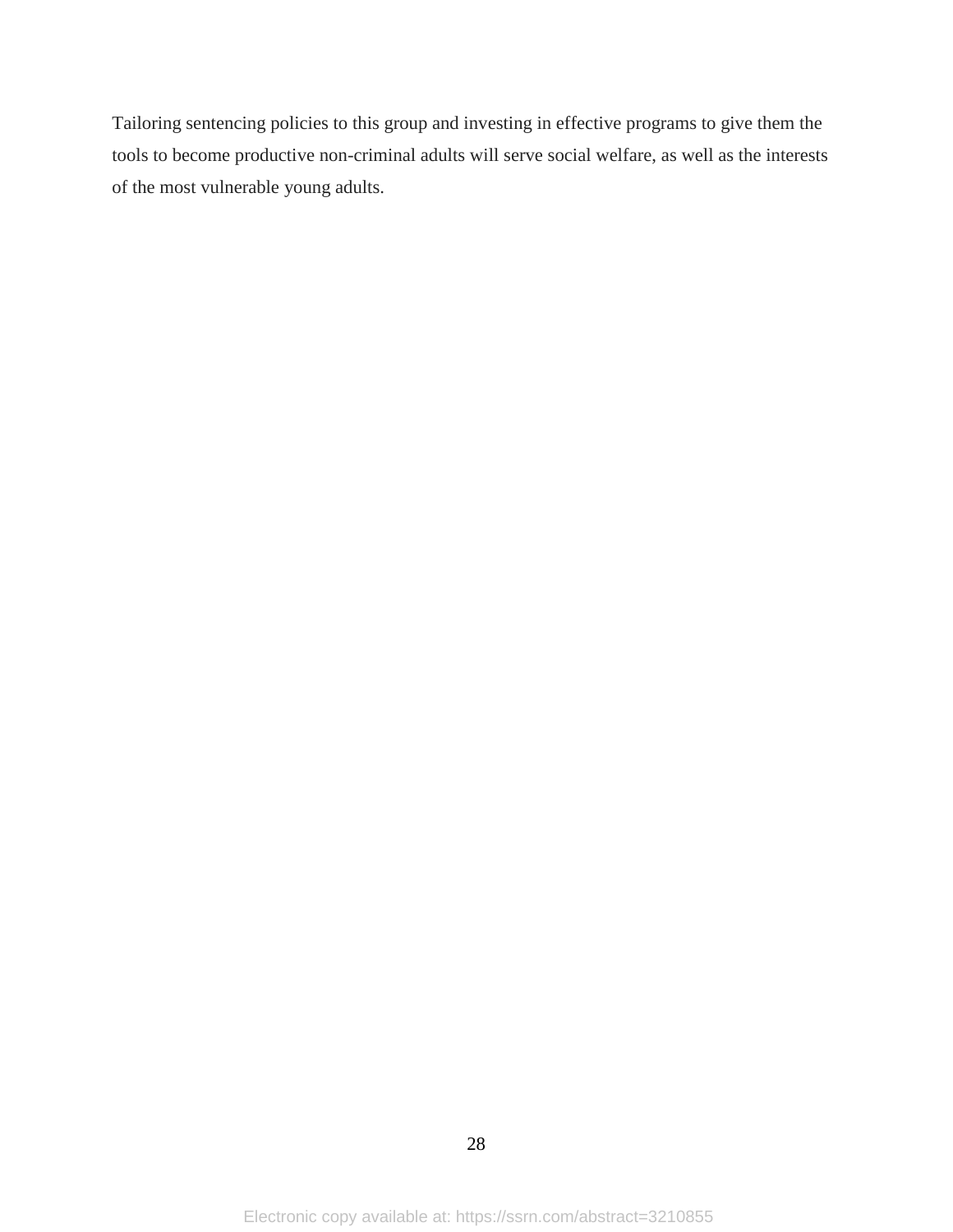Tailoring sentencing policies to this group and investing in effective programs to give them the tools to become productive non-criminal adults will serve social welfare, as well as the interests of the most vulnerable young adults.